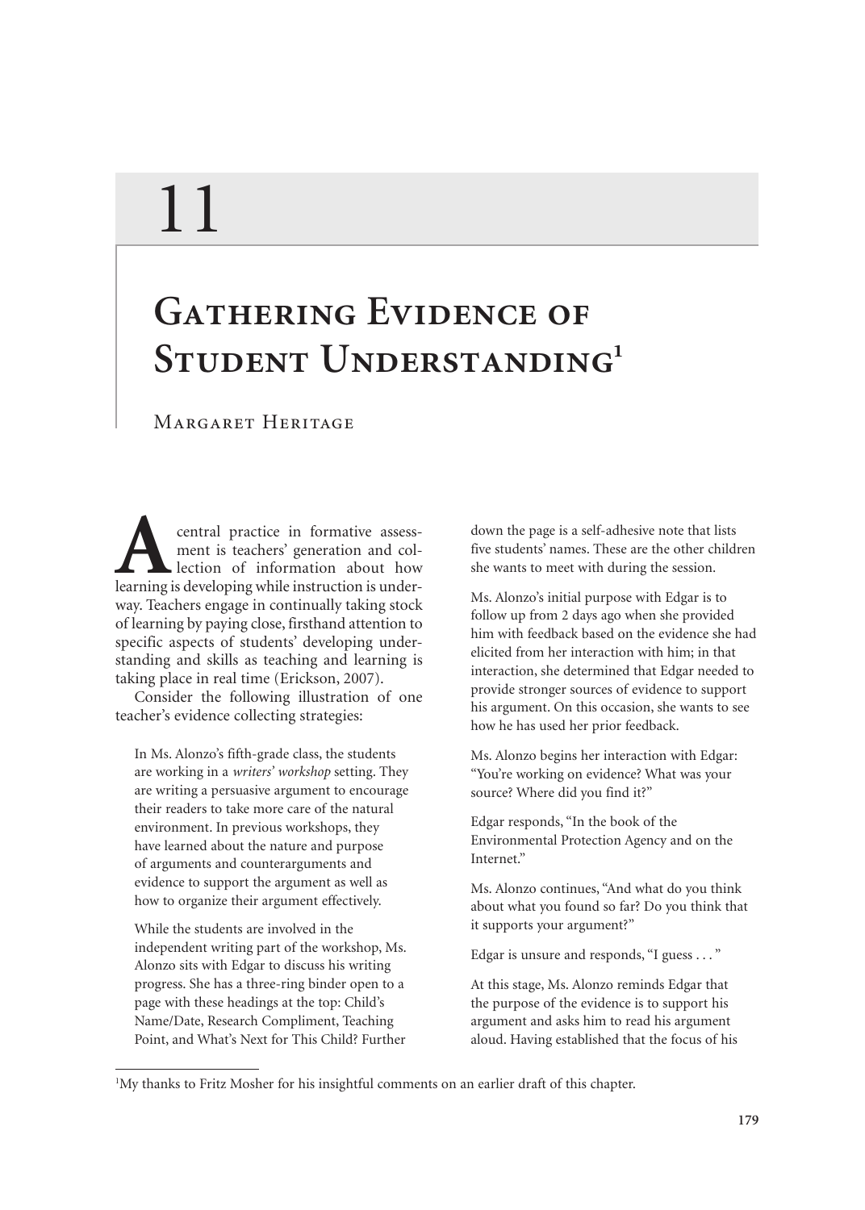# 11

# Gathering Evidence of Student Understanding[1]

Margaret Heritage

A central practice in formative assessment is teachers' generation and collection of information about how learning is developing while instruction is underway. Teachers engage in continually taking stock of learning by paying close, firsthand attention to specific aspects of students' developing understanding and skills as teaching and learning is taking place in real time (Erickson, 2007).

Consider the following illustration of one teacher's evidence collecting strategies:

> In Ms. Alonzo's fifth-grade class, the students are working in a *writers' workshop* setting. They are writing a persuasive argument to encourage their readers to take more care of the natural environment. In previous workshops, they have learned about the nature and purpose of arguments and counterarguments and evidence to support the argument as well as how to organize their argument effectively.
>
> While the students are involved in the independent writing part of the workshop, Ms. Alonzo sits with Edgar to discuss his writing progress. She has a three-ring binder open to a page with these headings at the top: Child's Name/Date, Research Compliment, Teaching Point, and What's Next for This Child? Further down the page is a self-adhesive note that lists five students' names. These are the other children she wants to meet with during the session.
>
> Ms. Alonzo's initial purpose with Edgar is to follow up from 2 days ago when she provided him with feedback based on the evidence she had elicited from her interaction with him; in that interaction, she determined that Edgar needed to provide stronger sources of evidence to support his argument. On this occasion, she wants to see how he has used her prior feedback.
>
> Ms. Alonzo begins her interaction with Edgar: "You're working on evidence? What was your source? Where did you find it?"
>
> Edgar responds, "In the book of the Environmental Protection Agency and on the Internet."
>
> Ms. Alonzo continues, "And what do you think about what you found so far? Do you think that it supports your argument?"
>
> Edgar is unsure and responds, "I guess . . . "
>
> At this stage, Ms. Alonzo reminds Edgar that the purpose of the evidence is to support his argument and asks him to read his argument aloud. Having established that the focus of his

[1] My thanks to Fritz Mosher for his insightful comments on an earlier draft of this chapter.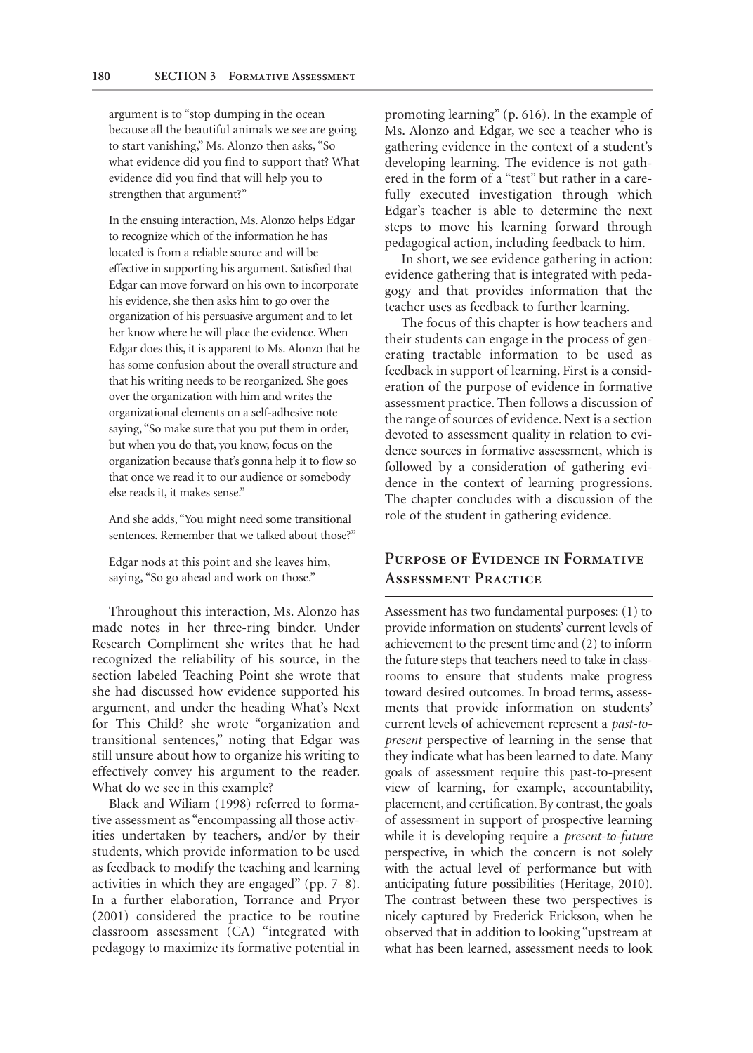argument is to "stop dumping in the ocean because all the beautiful animals we see are going to start vanishing," Ms. Alonzo then asks, "So what evidence did you find to support that? What evidence did you find that will help you to strengthen that argument?"

In the ensuing interaction, Ms. Alonzo helps Edgar to recognize which of the information he has located is from a reliable source and will be effective in supporting his argument. Satisfied that Edgar can move forward on his own to incorporate his evidence, she then asks him to go over the organization of his persuasive argument and to let her know where he will place the evidence. When Edgar does this, it is apparent to Ms. Alonzo that he has some confusion about the overall structure and that his writing needs to be reorganized. She goes over the organization with him and writes the organizational elements on a self-adhesive note saying, "So make sure that you put them in order, but when you do that, you know, focus on the organization because that's gonna help it to flow so that once we read it to our audience or somebody else reads it, it makes sense."

And she adds, "You might need some transitional sentences. Remember that we talked about those?"

Edgar nods at this point and she leaves him, saying, "So go ahead and work on those."

Throughout this interaction, Ms. Alonzo has made notes in her three-ring binder. Under Research Compliment she writes that he had recognized the reliability of his source, in the section labeled Teaching Point she wrote that she had discussed how evidence supported his argument, and under the heading What's Next for This Child? she wrote "organization and transitional sentences," noting that Edgar was still unsure about how to organize his writing to effectively convey his argument to the reader. What do we see in this example?

Black and Wiliam (1998) referred to formative assessment as "encompassing all those activities undertaken by teachers, and/or by their students, which provide information to be used as feedback to modify the teaching and learning activities in which they are engaged" (pp. 7–8). In a further elaboration, Torrance and Pryor (2001) considered the practice to be routine classroom assessment (CA) "integrated with pedagogy to maximize its formative potential in promoting learning" (p. 616). In the example of Ms. Alonzo and Edgar, we see a teacher who is gathering evidence in the context of a student's developing learning. The evidence is not gathered in the form of a "test" but rather in a carefully executed investigation through which Edgar's teacher is able to determine the next steps to move his learning forward through pedagogical action, including feedback to him.

In short, we see evidence gathering in action: evidence gathering that is integrated with pedagogy and that provides information that the teacher uses as feedback to further learning.

The focus of this chapter is how teachers and their students can engage in the process of generating tractable information to be used as feedback in support of learning. First is a consideration of the purpose of evidence in formative assessment practice. Then follows a discussion of the range of sources of evidence. Next is a section devoted to assessment quality in relation to evidence sources in formative assessment, which is followed by a consideration of gathering evidence in the context of learning progressions. The chapter concludes with a discussion of the role of the student in gathering evidence.

## Purpose of Evidence in Formative Assessment Practice

Assessment has two fundamental purposes: (1) to provide information on students' current levels of achievement to the present time and (2) to inform the future steps that teachers need to take in classrooms to ensure that students make progress toward desired outcomes. In broad terms, assessments that provide information on students' current levels of achievement represent a *past-to-present* perspective of learning in the sense that they indicate what has been learned to date. Many goals of assessment require this past-to-present view of learning, for example, accountability, placement, and certification. By contrast, the goals of assessment in support of prospective learning while it is developing require a *present-to-future* perspective, in which the concern is not solely with the actual level of performance but with anticipating future possibilities (Heritage, 2010). The contrast between these two perspectives is nicely captured by Frederick Erickson, when he observed that in addition to looking "upstream at what has been learned, assessment needs to look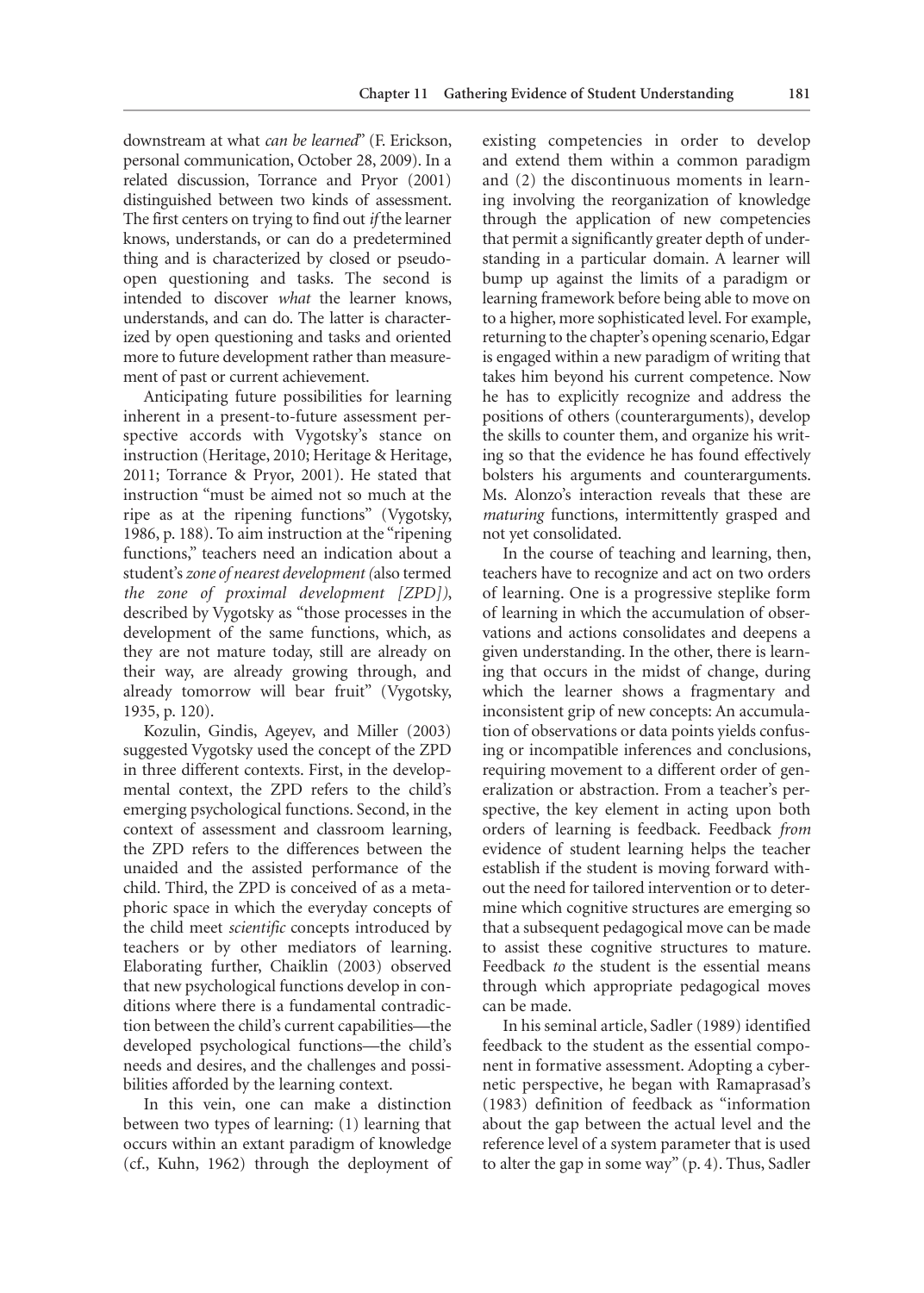downstream at what *can be learned*" (F. Erickson, personal communication, October 28, 2009). In a related discussion, Torrance and Pryor (2001) distinguished between two kinds of assessment. The first centers on trying to find out *if* the learner knows, understands, or can do a predetermined thing and is characterized by closed or pseudo-open questioning and tasks. The second is intended to discover *what* the learner knows, understands, and can do. The latter is characterized by open questioning and tasks and oriented more to future development rather than measurement of past or current achievement.

Anticipating future possibilities for learning inherent in a present-to-future assessment perspective accords with Vygotsky's stance on instruction (Heritage, 2010; Heritage & Heritage, 2011; Torrance & Pryor, 2001). He stated that instruction "must be aimed not so much at the ripe as at the ripening functions" (Vygotsky, 1986, p. 188). To aim instruction at the "ripening functions," teachers need an indication about a student's *zone of nearest development (*also termed *the zone of proximal development [ZPD])*, described by Vygotsky as "those processes in the development of the same functions, which, as they are not mature today, still are already on their way, are already growing through, and already tomorrow will bear fruit" (Vygotsky, 1935, p. 120).

Kozulin, Gindis, Ageyev, and Miller (2003) suggested Vygotsky used the concept of the ZPD in three different contexts. First, in the developmental context, the ZPD refers to the child's emerging psychological functions. Second, in the context of assessment and classroom learning, the ZPD refers to the differences between the unaided and the assisted performance of the child. Third, the ZPD is conceived of as a metaphoric space in which the everyday concepts of the child meet *scientific* concepts introduced by teachers or by other mediators of learning. Elaborating further, Chaiklin (2003) observed that new psychological functions develop in conditions where there is a fundamental contradiction between the child's current capabilities—the developed psychological functions—the child's needs and desires, and the challenges and possibilities afforded by the learning context.

In this vein, one can make a distinction between two types of learning: (1) learning that occurs within an extant paradigm of knowledge (cf., Kuhn, 1962) through the deployment of existing competencies in order to develop and extend them within a common paradigm and (2) the discontinuous moments in learning involving the reorganization of knowledge through the application of new competencies that permit a significantly greater depth of understanding in a particular domain. A learner will bump up against the limits of a paradigm or learning framework before being able to move on to a higher, more sophisticated level. For example, returning to the chapter's opening scenario, Edgar is engaged within a new paradigm of writing that takes him beyond his current competence. Now he has to explicitly recognize and address the positions of others (counterarguments), develop the skills to counter them, and organize his writing so that the evidence he has found effectively bolsters his arguments and counterarguments. Ms. Alonzo's interaction reveals that these are *maturing* functions, intermittently grasped and not yet consolidated.

In the course of teaching and learning, then, teachers have to recognize and act on two orders of learning. One is a progressive steplike form of learning in which the accumulation of observations and actions consolidates and deepens a given understanding. In the other, there is learning that occurs in the midst of change, during which the learner shows a fragmentary and inconsistent grip of new concepts: An accumulation of observations or data points yields confusing or incompatible inferences and conclusions, requiring movement to a different order of generalization or abstraction. From a teacher's perspective, the key element in acting upon both orders of learning is feedback. Feedback *from* evidence of student learning helps the teacher establish if the student is moving forward without the need for tailored intervention or to determine which cognitive structures are emerging so that a subsequent pedagogical move can be made to assist these cognitive structures to mature. Feedback *to* the student is the essential means through which appropriate pedagogical moves can be made.

In his seminal article, Sadler (1989) identified feedback to the student as the essential component in formative assessment. Adopting a cybernetic perspective, he began with Ramaprasad's (1983) definition of feedback as "information about the gap between the actual level and the reference level of a system parameter that is used to alter the gap in some way" (p. 4). Thus, Sadler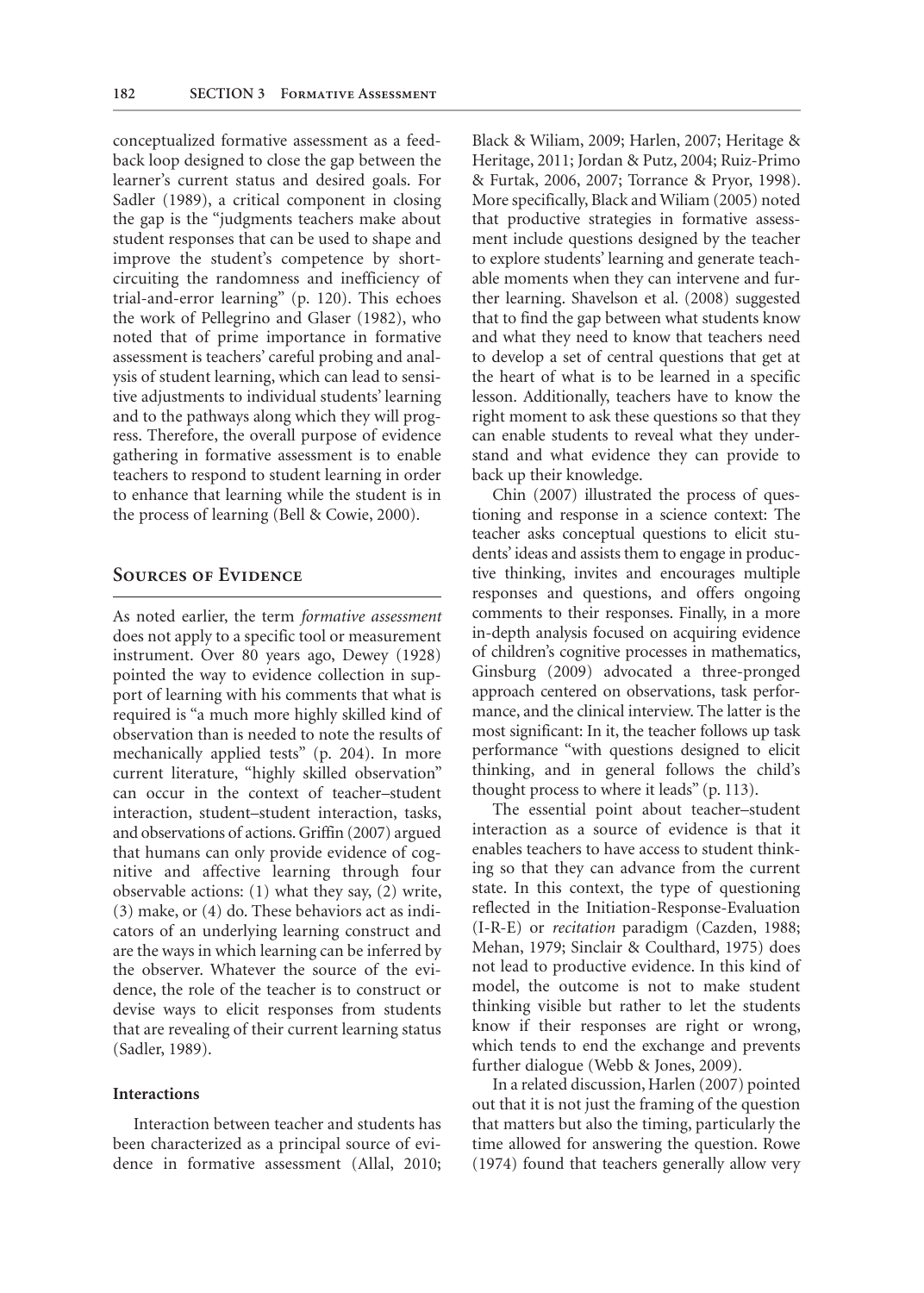conceptualized formative assessment as a feedback loop designed to close the gap between the learner's current status and desired goals. For Sadler (1989), a critical component in closing the gap is the "judgments teachers make about student responses that can be used to shape and improve the student's competence by short-circuiting the randomness and inefficiency of trial-and-error learning" (p. 120). This echoes the work of Pellegrino and Glaser (1982), who noted that of prime importance in formative assessment is teachers' careful probing and analysis of student learning, which can lead to sensitive adjustments to individual students' learning and to the pathways along which they will progress. Therefore, the overall purpose of evidence gathering in formative assessment is to enable teachers to respond to student learning in order to enhance that learning while the student is in the process of learning (Bell & Cowie, 2000).

## Sources of Evidence

As noted earlier, the term *formative assessment* does not apply to a specific tool or measurement instrument. Over 80 years ago, Dewey (1928) pointed the way to evidence collection in support of learning with his comments that what is required is "a much more highly skilled kind of observation than is needed to note the results of mechanically applied tests" (p. 204). In more current literature, "highly skilled observation" can occur in the context of teacher–student interaction, student–student interaction, tasks, and observations of actions. Griffin (2007) argued that humans can only provide evidence of cognitive and affective learning through four observable actions: (1) what they say, (2) write, (3) make, or (4) do. These behaviors act as indicators of an underlying learning construct and are the ways in which learning can be inferred by the observer. Whatever the source of the evidence, the role of the teacher is to construct or devise ways to elicit responses from students that are revealing of their current learning status (Sadler, 1989).

### Interactions

Interaction between teacher and students has been characterized as a principal source of evidence in formative assessment (Allal, 2010; Black & Wiliam, 2009; Harlen, 2007; Heritage & Heritage, 2011; Jordan & Putz, 2004; Ruiz-Primo & Furtak, 2006, 2007; Torrance & Pryor, 1998). More specifically, Black and Wiliam (2005) noted that productive strategies in formative assessment include questions designed by the teacher to explore students' learning and generate teachable moments when they can intervene and further learning. Shavelson et al. (2008) suggested that to find the gap between what students know and what they need to know that teachers need to develop a set of central questions that get at the heart of what is to be learned in a specific lesson. Additionally, teachers have to know the right moment to ask these questions so that they can enable students to reveal what they understand and what evidence they can provide to back up their knowledge.

Chin (2007) illustrated the process of questioning and response in a science context: The teacher asks conceptual questions to elicit students' ideas and assists them to engage in productive thinking, invites and encourages multiple responses and questions, and offers ongoing comments to their responses. Finally, in a more in-depth analysis focused on acquiring evidence of children's cognitive processes in mathematics, Ginsburg (2009) advocated a three-pronged approach centered on observations, task performance, and the clinical interview. The latter is the most significant: In it, the teacher follows up task performance "with questions designed to elicit thinking, and in general follows the child's thought process to where it leads" (p. 113).

The essential point about teacher–student interaction as a source of evidence is that it enables teachers to have access to student thinking so that they can advance from the current state. In this context, the type of questioning reflected in the Initiation-Response-Evaluation (I-R-E) or *recitation* paradigm (Cazden, 1988; Mehan, 1979; Sinclair & Coulthard, 1975) does not lead to productive evidence. In this kind of model, the outcome is not to make student thinking visible but rather to let the students know if their responses are right or wrong, which tends to end the exchange and prevents further dialogue (Webb & Jones, 2009).

In a related discussion, Harlen (2007) pointed out that it is not just the framing of the question that matters but also the timing, particularly the time allowed for answering the question. Rowe (1974) found that teachers generally allow very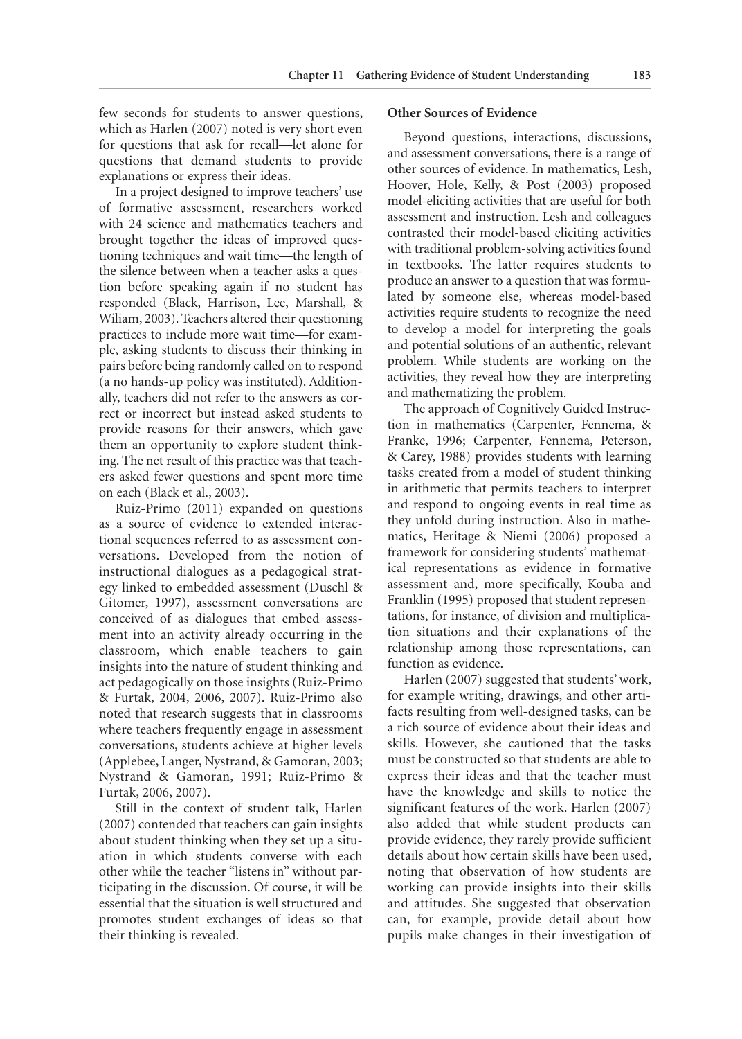few seconds for students to answer questions, which as Harlen (2007) noted is very short even for questions that ask for recall—let alone for questions that demand students to provide explanations or express their ideas.

In a project designed to improve teachers' use of formative assessment, researchers worked with 24 science and mathematics teachers and brought together the ideas of improved questioning techniques and wait time—the length of the silence between when a teacher asks a question before speaking again if no student has responded (Black, Harrison, Lee, Marshall, & Wiliam, 2003). Teachers altered their questioning practices to include more wait time—for example, asking students to discuss their thinking in pairs before being randomly called on to respond (a no hands-up policy was instituted). Additionally, teachers did not refer to the answers as correct or incorrect but instead asked students to provide reasons for their answers, which gave them an opportunity to explore student thinking. The net result of this practice was that teachers asked fewer questions and spent more time on each (Black et al., 2003).

Ruiz-Primo (2011) expanded on questions as a source of evidence to extended interactional sequences referred to as assessment conversations. Developed from the notion of instructional dialogues as a pedagogical strategy linked to embedded assessment (Duschl & Gitomer, 1997), assessment conversations are conceived of as dialogues that embed assessment into an activity already occurring in the classroom, which enable teachers to gain insights into the nature of student thinking and act pedagogically on those insights (Ruiz-Primo & Furtak, 2004, 2006, 2007). Ruiz-Primo also noted that research suggests that in classrooms where teachers frequently engage in assessment conversations, students achieve at higher levels (Applebee, Langer, Nystrand, & Gamoran, 2003; Nystrand & Gamoran, 1991; Ruiz-Primo & Furtak, 2006, 2007).

Still in the context of student talk, Harlen (2007) contended that teachers can gain insights about student thinking when they set up a situation in which students converse with each other while the teacher "listens in" without participating in the discussion. Of course, it will be essential that the situation is well structured and promotes student exchanges of ideas so that their thinking is revealed.

### Other Sources of Evidence

Beyond questions, interactions, discussions, and assessment conversations, there is a range of other sources of evidence. In mathematics, Lesh, Hoover, Hole, Kelly, & Post (2003) proposed model-eliciting activities that are useful for both assessment and instruction. Lesh and colleagues contrasted their model-based eliciting activities with traditional problem-solving activities found in textbooks. The latter requires students to produce an answer to a question that was formulated by someone else, whereas model-based activities require students to recognize the need to develop a model for interpreting the goals and potential solutions of an authentic, relevant problem. While students are working on the activities, they reveal how they are interpreting and mathematizing the problem.

The approach of Cognitively Guided Instruction in mathematics (Carpenter, Fennema, & Franke, 1996; Carpenter, Fennema, Peterson, & Carey, 1988) provides students with learning tasks created from a model of student thinking in arithmetic that permits teachers to interpret and respond to ongoing events in real time as they unfold during instruction. Also in mathematics, Heritage & Niemi (2006) proposed a framework for considering students' mathematical representations as evidence in formative assessment and, more specifically, Kouba and Franklin (1995) proposed that student representations, for instance, of division and multiplication situations and their explanations of the relationship among those representations, can function as evidence.

Harlen (2007) suggested that students' work, for example writing, drawings, and other artifacts resulting from well-designed tasks, can be a rich source of evidence about their ideas and skills. However, she cautioned that the tasks must be constructed so that students are able to express their ideas and that the teacher must have the knowledge and skills to notice the significant features of the work. Harlen (2007) also added that while student products can provide evidence, they rarely provide sufficient details about how certain skills have been used, noting that observation of how students are working can provide insights into their skills and attitudes. She suggested that observation can, for example, provide detail about how pupils make changes in their investigation of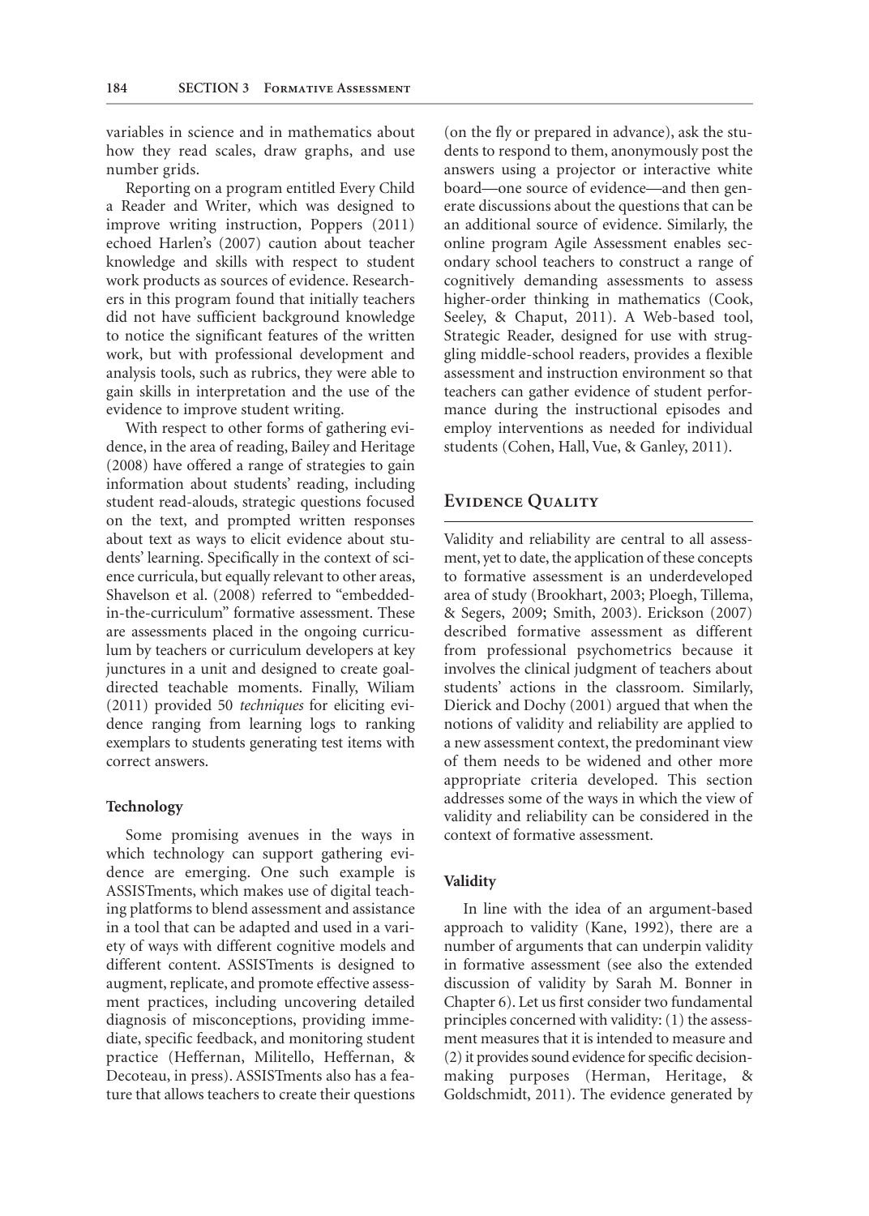variables in science and in mathematics about how they read scales, draw graphs, and use number grids.

Reporting on a program entitled Every Child a Reader and Writer, which was designed to improve writing instruction, Poppers (2011) echoed Harlen's (2007) caution about teacher knowledge and skills with respect to student work products as sources of evidence. Researchers in this program found that initially teachers did not have sufficient background knowledge to notice the significant features of the written work, but with professional development and analysis tools, such as rubrics, they were able to gain skills in interpretation and the use of the evidence to improve student writing.

With respect to other forms of gathering evidence, in the area of reading, Bailey and Heritage (2008) have offered a range of strategies to gain information about students' reading, including student read-alouds, strategic questions focused on the text, and prompted written responses about text as ways to elicit evidence about students' learning. Specifically in the context of science curricula, but equally relevant to other areas, Shavelson et al. (2008) referred to "embedded-in-the-curriculum" formative assessment. These are assessments placed in the ongoing curriculum by teachers or curriculum developers at key junctures in a unit and designed to create goal-directed teachable moments. Finally, Wiliam (2011) provided 50 *techniques* for eliciting evidence ranging from learning logs to ranking exemplars to students generating test items with correct answers.

#### Technology

Some promising avenues in the ways in which technology can support gathering evidence are emerging. One such example is ASSISTments, which makes use of digital teaching platforms to blend assessment and assistance in a tool that can be adapted and used in a variety of ways with different cognitive models and different content. ASSISTments is designed to augment, replicate, and promote effective assessment practices, including uncovering detailed diagnosis of misconceptions, providing immediate, specific feedback, and monitoring student practice (Heffernan, Militello, Heffernan, & Decoteau, in press). ASSISTments also has a feature that allows teachers to create their questions (on the fly or prepared in advance), ask the students to respond to them, anonymously post the answers using a projector or interactive white board—one source of evidence—and then generate discussions about the questions that can be an additional source of evidence. Similarly, the online program Agile Assessment enables secondary school teachers to construct a range of cognitively demanding assessments to assess higher-order thinking in mathematics (Cook, Seeley, & Chaput, 2011). A Web-based tool, Strategic Reader, designed for use with struggling middle-school readers, provides a flexible assessment and instruction environment so that teachers can gather evidence of student performance during the instructional episodes and employ interventions as needed for individual students (Cohen, Hall, Vue, & Ganley, 2011).

## Evidence Quality

Validity and reliability are central to all assessment, yet to date, the application of these concepts to formative assessment is an underdeveloped area of study (Brookhart, 2003; Ploegh, Tillema, & Segers, 2009; Smith, 2003). Erickson (2007) described formative assessment as different from professional psychometrics because it involves the clinical judgment of teachers about students' actions in the classroom. Similarly, Dierick and Dochy (2001) argued that when the notions of validity and reliability are applied to a new assessment context, the predominant view of them needs to be widened and other more appropriate criteria developed. This section addresses some of the ways in which the view of validity and reliability can be considered in the context of formative assessment.

#### Validity

In line with the idea of an argument-based approach to validity (Kane, 1992), there are a number of arguments that can underpin validity in formative assessment (see also the extended discussion of validity by Sarah M. Bonner in Chapter 6). Let us first consider two fundamental principles concerned with validity: (1) the assessment measures that it is intended to measure and (2) it provides sound evidence for specific decision-making purposes (Herman, Heritage, & Goldschmidt, 2011). The evidence generated by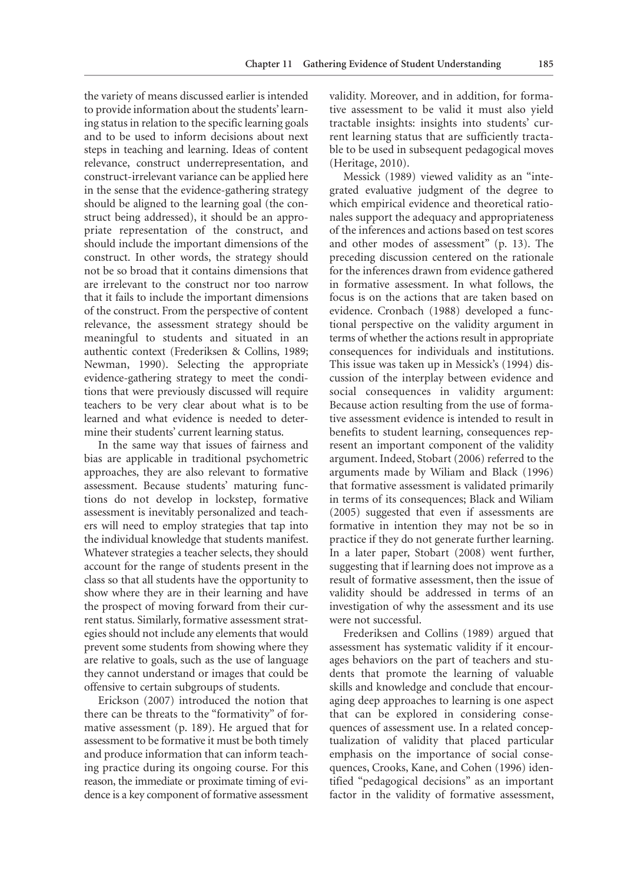the variety of means discussed earlier is intended to provide information about the students' learning status in relation to the specific learning goals and to be used to inform decisions about next steps in teaching and learning. Ideas of content relevance, construct underrepresentation, and construct-irrelevant variance can be applied here in the sense that the evidence-gathering strategy should be aligned to the learning goal (the construct being addressed), it should be an appropriate representation of the construct, and should include the important dimensions of the construct. In other words, the strategy should not be so broad that it contains dimensions that are irrelevant to the construct nor too narrow that it fails to include the important dimensions of the construct. From the perspective of content relevance, the assessment strategy should be meaningful to students and situated in an authentic context (Frederiksen & Collins, 1989; Newman, 1990). Selecting the appropriate evidence-gathering strategy to meet the conditions that were previously discussed will require teachers to be very clear about what is to be learned and what evidence is needed to determine their students' current learning status.

In the same way that issues of fairness and bias are applicable in traditional psychometric approaches, they are also relevant to formative assessment. Because students' maturing functions do not develop in lockstep, formative assessment is inevitably personalized and teachers will need to employ strategies that tap into the individual knowledge that students manifest. Whatever strategies a teacher selects, they should account for the range of students present in the class so that all students have the opportunity to show where they are in their learning and have the prospect of moving forward from their current status. Similarly, formative assessment strategies should not include any elements that would prevent some students from showing where they are relative to goals, such as the use of language they cannot understand or images that could be offensive to certain subgroups of students.

Erickson (2007) introduced the notion that there can be threats to the "formativity" of formative assessment (p. 189). He argued that for assessment to be formative it must be both timely and produce information that can inform teaching practice during its ongoing course. For this reason, the immediate or proximate timing of evidence is a key component of formative assessment validity. Moreover, and in addition, for formative assessment to be valid it must also yield tractable insights: insights into students' current learning status that are sufficiently tractable to be used in subsequent pedagogical moves (Heritage, 2010).

Messick (1989) viewed validity as an "integrated evaluative judgment of the degree to which empirical evidence and theoretical rationales support the adequacy and appropriateness of the inferences and actions based on test scores and other modes of assessment" (p. 13). The preceding discussion centered on the rationale for the inferences drawn from evidence gathered in formative assessment. In what follows, the focus is on the actions that are taken based on evidence. Cronbach (1988) developed a functional perspective on the validity argument in terms of whether the actions result in appropriate consequences for individuals and institutions. This issue was taken up in Messick's (1994) discussion of the interplay between evidence and social consequences in validity argument: Because action resulting from the use of formative assessment evidence is intended to result in benefits to student learning, consequences represent an important component of the validity argument. Indeed, Stobart (2006) referred to the arguments made by Wiliam and Black (1996) that formative assessment is validated primarily in terms of its consequences; Black and Wiliam (2005) suggested that even if assessments are formative in intention they may not be so in practice if they do not generate further learning. In a later paper, Stobart (2008) went further, suggesting that if learning does not improve as a result of formative assessment, then the issue of validity should be addressed in terms of an investigation of why the assessment and its use were not successful.

Frederiksen and Collins (1989) argued that assessment has systematic validity if it encourages behaviors on the part of teachers and students that promote the learning of valuable skills and knowledge and conclude that encouraging deep approaches to learning is one aspect that can be explored in considering consequences of assessment use. In a related conceptualization of validity that placed particular emphasis on the importance of social consequences, Crooks, Kane, and Cohen (1996) identified "pedagogical decisions" as an important factor in the validity of formative assessment,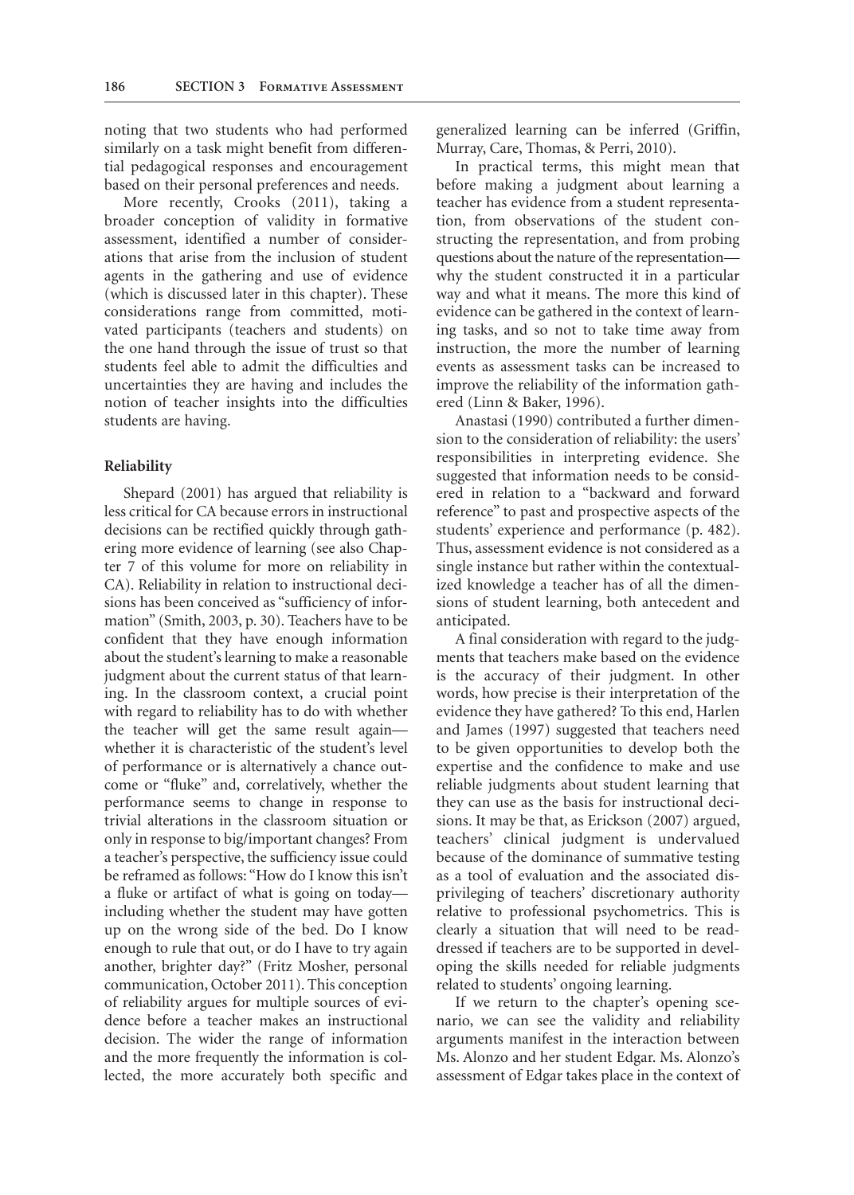noting that two students who had performed similarly on a task might benefit from differential pedagogical responses and encouragement based on their personal preferences and needs.

More recently, Crooks (2011), taking a broader conception of validity in formative assessment, identified a number of considerations that arise from the inclusion of student agents in the gathering and use of evidence (which is discussed later in this chapter). These considerations range from committed, motivated participants (teachers and students) on the one hand through the issue of trust so that students feel able to admit the difficulties and uncertainties they are having and includes the notion of teacher insights into the difficulties students are having.

### Reliability

Shepard (2001) has argued that reliability is less critical for CA because errors in instructional decisions can be rectified quickly through gathering more evidence of learning (see also Chapter 7 of this volume for more on reliability in CA). Reliability in relation to instructional decisions has been conceived as "sufficiency of information" (Smith, 2003, p. 30). Teachers have to be confident that they have enough information about the student's learning to make a reasonable judgment about the current status of that learning. In the classroom context, a crucial point with regard to reliability has to do with whether the teacher will get the same result again—whether it is characteristic of the student's level of performance or is alternatively a chance outcome or "fluke" and, correlatively, whether the performance seems to change in response to trivial alterations in the classroom situation or only in response to big/important changes? From a teacher's perspective, the sufficiency issue could be reframed as follows: "How do I know this isn't a fluke or artifact of what is going on today—including whether the student may have gotten up on the wrong side of the bed. Do I know enough to rule that out, or do I have to try again another, brighter day?" (Fritz Mosher, personal communication, October 2011). This conception of reliability argues for multiple sources of evidence before a teacher makes an instructional decision. The wider the range of information and the more frequently the information is collected, the more accurately both specific and generalized learning can be inferred (Griffin, Murray, Care, Thomas, & Perri, 2010).

In practical terms, this might mean that before making a judgment about learning a teacher has evidence from a student representation, from observations of the student constructing the representation, and from probing questions about the nature of the representation—why the student constructed it in a particular way and what it means. The more this kind of evidence can be gathered in the context of learning tasks, and so not to take time away from instruction, the more the number of learning events as assessment tasks can be increased to improve the reliability of the information gathered (Linn & Baker, 1996).

Anastasi (1990) contributed a further dimension to the consideration of reliability: the users' responsibilities in interpreting evidence. She suggested that information needs to be considered in relation to a "backward and forward reference" to past and prospective aspects of the students' experience and performance (p. 482). Thus, assessment evidence is not considered as a single instance but rather within the contextualized knowledge a teacher has of all the dimensions of student learning, both antecedent and anticipated.

A final consideration with regard to the judgments that teachers make based on the evidence is the accuracy of their judgment. In other words, how precise is their interpretation of the evidence they have gathered? To this end, Harlen and James (1997) suggested that teachers need to be given opportunities to develop both the expertise and the confidence to make and use reliable judgments about student learning that they can use as the basis for instructional decisions. It may be that, as Erickson (2007) argued, teachers' clinical judgment is undervalued because of the dominance of summative testing as a tool of evaluation and the associated disprivileging of teachers' discretionary authority relative to professional psychometrics. This is clearly a situation that will need to be readdressed if teachers are to be supported in developing the skills needed for reliable judgments related to students' ongoing learning.

If we return to the chapter's opening scenario, we can see the validity and reliability arguments manifest in the interaction between Ms. Alonzo and her student Edgar. Ms. Alonzo's assessment of Edgar takes place in the context of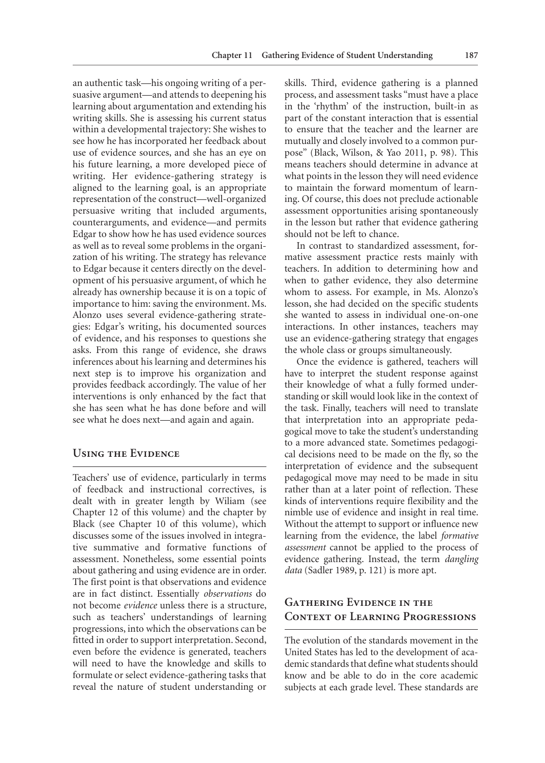an authentic task—his ongoing writing of a persuasive argument—and attends to deepening his learning about argumentation and extending his writing skills. She is assessing his current status within a developmental trajectory: She wishes to see how he has incorporated her feedback about use of evidence sources, and she has an eye on his future learning, a more developed piece of writing. Her evidence-gathering strategy is aligned to the learning goal, is an appropriate representation of the construct—well-organized persuasive writing that included arguments, counterarguments, and evidence—and permits Edgar to show how he has used evidence sources as well as to reveal some problems in the organization of his writing. The strategy has relevance to Edgar because it centers directly on the development of his persuasive argument, of which he already has ownership because it is on a topic of importance to him: saving the environment. Ms. Alonzo uses several evidence-gathering strategies: Edgar's writing, his documented sources of evidence, and his responses to questions she asks. From this range of evidence, she draws inferences about his learning and determines his next step is to improve his organization and provides feedback accordingly. The value of her interventions is only enhanced by the fact that she has seen what he has done before and will see what he does next—and again and again.

## Using the Evidence

Teachers' use of evidence, particularly in terms of feedback and instructional correctives, is dealt with in greater length by Wiliam (see Chapter 12 of this volume) and the chapter by Black (see Chapter 10 of this volume), which discusses some of the issues involved in integrative summative and formative functions of assessment. Nonetheless, some essential points about gathering and using evidence are in order. The first point is that observations and evidence are in fact distinct. Essentially *observations* do not become *evidence* unless there is a structure, such as teachers' understandings of learning progressions, into which the observations can be fitted in order to support interpretation. Second, even before the evidence is generated, teachers will need to have the knowledge and skills to formulate or select evidence-gathering tasks that reveal the nature of student understanding or skills. Third, evidence gathering is a planned process, and assessment tasks "must have a place in the 'rhythm' of the instruction, built-in as part of the constant interaction that is essential to ensure that the teacher and the learner are mutually and closely involved to a common purpose" (Black, Wilson, & Yao 2011, p. 98). This means teachers should determine in advance at what points in the lesson they will need evidence to maintain the forward momentum of learning. Of course, this does not preclude actionable assessment opportunities arising spontaneously in the lesson but rather that evidence gathering should not be left to chance.

In contrast to standardized assessment, formative assessment practice rests mainly with teachers. In addition to determining how and when to gather evidence, they also determine whom to assess. For example, in Ms. Alonzo's lesson, she had decided on the specific students she wanted to assess in individual one-on-one interactions. In other instances, teachers may use an evidence-gathering strategy that engages the whole class or groups simultaneously.

Once the evidence is gathered, teachers will have to interpret the student response against their knowledge of what a fully formed understanding or skill would look like in the context of the task. Finally, teachers will need to translate that interpretation into an appropriate pedagogical move to take the student's understanding to a more advanced state. Sometimes pedagogical decisions need to be made on the fly, so the interpretation of evidence and the subsequent pedagogical move may need to be made in situ rather than at a later point of reflection. These kinds of interventions require flexibility and the nimble use of evidence and insight in real time. Without the attempt to support or influence new learning from the evidence, the label *formative assessment* cannot be applied to the process of evidence gathering. Instead, the term *dangling data* (Sadler 1989, p. 121) is more apt.

## Gathering Evidence in the Context of Learning Progressions

The evolution of the standards movement in the United States has led to the development of academic standards that define what students should know and be able to do in the core academic subjects at each grade level. These standards are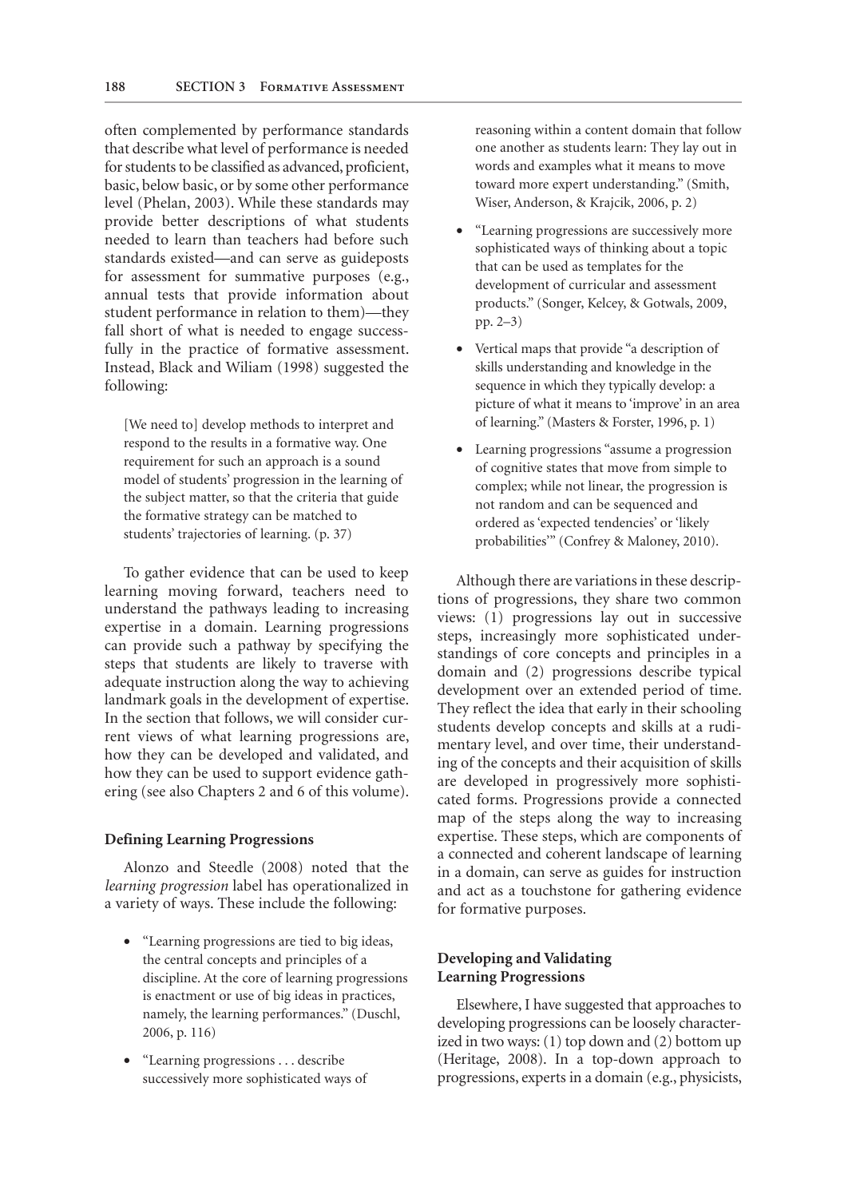often complemented by performance standards that describe what level of performance is needed for students to be classified as advanced, proficient, basic, below basic, or by some other performance level (Phelan, 2003). While these standards may provide better descriptions of what students needed to learn than teachers had before such standards existed—and can serve as guideposts for assessment for summative purposes (e.g., annual tests that provide information about student performance in relation to them)—they fall short of what is needed to engage successfully in the practice of formative assessment. Instead, Black and Wiliam (1998) suggested the following:

> [We need to] develop methods to interpret and respond to the results in a formative way. One requirement for such an approach is a sound model of students' progression in the learning of the subject matter, so that the criteria that guide the formative strategy can be matched to students' trajectories of learning. (p. 37)

To gather evidence that can be used to keep learning moving forward, teachers need to understand the pathways leading to increasing expertise in a domain. Learning progressions can provide such a pathway by specifying the steps that students are likely to traverse with adequate instruction along the way to achieving landmark goals in the development of expertise. In the section that follows, we will consider current views of what learning progressions are, how they can be developed and validated, and how they can be used to support evidence gathering (see also Chapters 2 and 6 of this volume).

### Defining Learning Progressions

Alonzo and Steedle (2008) noted that the *learning progression* label has operationalized in a variety of ways. These include the following:

- "Learning progressions are tied to big ideas, the central concepts and principles of a discipline. At the core of learning progressions is enactment or use of big ideas in practices, namely, the learning performances." (Duschl, 2006, p. 116)
- "Learning progressions . . . describe successively more sophisticated ways of reasoning within a content domain that follow one another as students learn: They lay out in words and examples what it means to move toward more expert understanding." (Smith, Wiser, Anderson, & Krajcik, 2006, p. 2)
- "Learning progressions are successively more sophisticated ways of thinking about a topic that can be used as templates for the development of curricular and assessment products." (Songer, Kelcey, & Gotwals, 2009, pp. 2–3)
- Vertical maps that provide "a description of skills understanding and knowledge in the sequence in which they typically develop: a picture of what it means to 'improve' in an area of learning." (Masters & Forster, 1996, p. 1)
- Learning progressions "assume a progression of cognitive states that move from simple to complex; while not linear, the progression is not random and can be sequenced and ordered as 'expected tendencies' or 'likely probabilities'" (Confrey & Maloney, 2010).

Although there are variations in these descriptions of progressions, they share two common views: (1) progressions lay out in successive steps, increasingly more sophisticated understandings of core concepts and principles in a domain and (2) progressions describe typical development over an extended period of time. They reflect the idea that early in their schooling students develop concepts and skills at a rudimentary level, and over time, their understanding of the concepts and their acquisition of skills are developed in progressively more sophisticated forms. Progressions provide a connected map of the steps along the way to increasing expertise. These steps, which are components of a connected and coherent landscape of learning in a domain, can serve as guides for instruction and act as a touchstone for gathering evidence for formative purposes.

### Developing and Validating Learning Progressions

Elsewhere, I have suggested that approaches to developing progressions can be loosely characterized in two ways: (1) top down and (2) bottom up (Heritage, 2008). In a top-down approach to progressions, experts in a domain (e.g., physicists,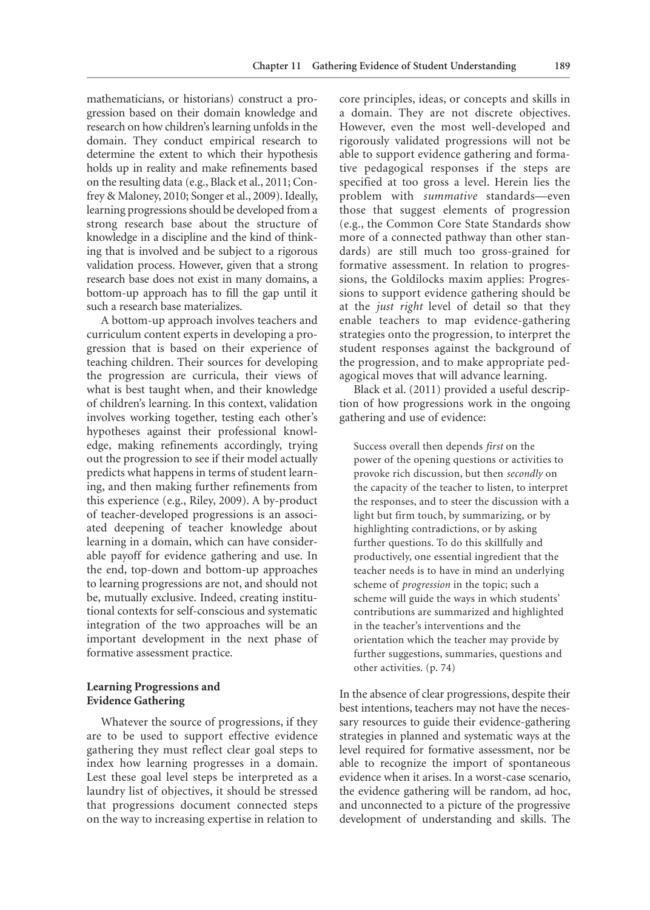mathematicians, or historians) construct a progression based on their domain knowledge and research on how children's learning unfolds in the domain. They conduct empirical research to determine the extent to which their hypothesis holds up in reality and make refinements based on the resulting data (e.g., Black et al., 2011; Confrey & Maloney, 2010; Songer et al., 2009). Ideally, learning progressions should be developed from a strong research base about the structure of knowledge in a discipline and the kind of thinking that is involved and be subject to a rigorous validation process. However, given that a strong research base does not exist in many domains, a bottom-up approach has to fill the gap until it such a research base materializes.

A bottom-up approach involves teachers and curriculum content experts in developing a progression that is based on their experience of teaching children. Their sources for developing the progression are curricula, their views of what is best taught when, and their knowledge of children's learning. In this context, validation involves working together, testing each other's hypotheses against their professional knowledge, making refinements accordingly, trying out the progression to see if their model actually predicts what happens in terms of student learning, and then making further refinements from this experience (e.g., Riley, 2009). A by-product of teacher-developed progressions is an associated deepening of teacher knowledge about learning in a domain, which can have considerable payoff for evidence gathering and use. In the end, top-down and bottom-up approaches to learning progressions are not, and should not be, mutually exclusive. Indeed, creating institutional contexts for self-conscious and systematic integration of the two approaches will be an important development in the next phase of formative assessment practice.

### Learning Progressions and Evidence Gathering

Whatever the source of progressions, if they are to be used to support effective evidence gathering they must reflect clear goal steps to index how learning progresses in a domain. Lest these goal level steps be interpreted as a laundry list of objectives, it should be stressed that progressions document connected steps on the way to increasing expertise in relation to core principles, ideas, or concepts and skills in a domain. They are not discrete objectives. However, even the most well-developed and rigorously validated progressions will not be able to support evidence gathering and formative pedagogical responses if the steps are specified at too gross a level. Herein lies the problem with *summative* standards—even those that suggest elements of progression (e.g., the Common Core State Standards show more of a connected pathway than other standards) are still much too gross-grained for formative assessment. In relation to progressions, the Goldilocks maxim applies: Progressions to support evidence gathering should be at the *just right* level of detail so that they enable teachers to map evidence-gathering strategies onto the progression, to interpret the student responses against the background of the progression, and to make appropriate pedagogical moves that will advance learning.

Black et al. (2011) provided a useful description of how progressions work in the ongoing gathering and use of evidence:

> Success overall then depends *first* on the power of the opening questions or activities to provoke rich discussion, but then *secondly* on the capacity of the teacher to listen, to interpret the responses, and to steer the discussion with a light but firm touch, by summarizing, or by highlighting contradictions, or by asking further questions. To do this skillfully and productively, one essential ingredient that the teacher needs is to have in mind an underlying scheme of *progression* in the topic; such a scheme will guide the ways in which students' contributions are summarized and highlighted in the teacher's interventions and the orientation which the teacher may provide by further suggestions, summaries, questions and other activities. (p. 74)

In the absence of clear progressions, despite their best intentions, teachers may not have the necessary resources to guide their evidence-gathering strategies in planned and systematic ways at the level required for formative assessment, nor be able to recognize the import of spontaneous evidence when it arises. In a worst-case scenario, the evidence gathering will be random, ad hoc, and unconnected to a picture of the progressive development of understanding and skills. The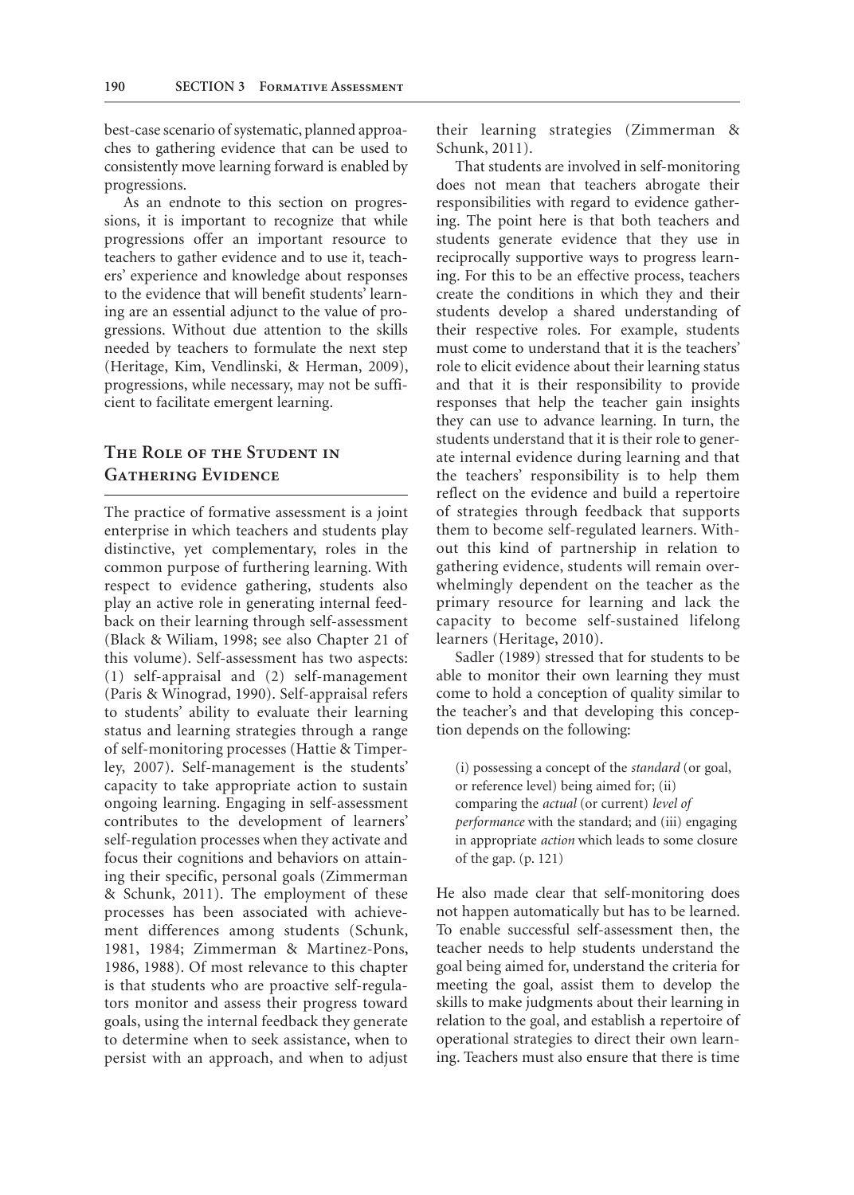best-case scenario of systematic, planned approaches to gathering evidence that can be used to consistently move learning forward is enabled by progressions.

As an endnote to this section on progressions, it is important to recognize that while progressions offer an important resource to teachers to gather evidence and to use it, teachers' experience and knowledge about responses to the evidence that will benefit students' learning are an essential adjunct to the value of progressions. Without due attention to the skills needed by teachers to formulate the next step (Heritage, Kim, Vendlinski, & Herman, 2009), progressions, while necessary, may not be sufficient to facilitate emergent learning.

## The Role of the Student in Gathering Evidence

The practice of formative assessment is a joint enterprise in which teachers and students play distinctive, yet complementary, roles in the common purpose of furthering learning. With respect to evidence gathering, students also play an active role in generating internal feedback on their learning through self-assessment (Black & Wiliam, 1998; see also Chapter 21 of this volume). Self-assessment has two aspects: (1) self-appraisal and (2) self-management (Paris & Winograd, 1990). Self-appraisal refers to students' ability to evaluate their learning status and learning strategies through a range of self-monitoring processes (Hattie & Timperley, 2007). Self-management is the students' capacity to take appropriate action to sustain ongoing learning. Engaging in self-assessment contributes to the development of learners' self-regulation processes when they activate and focus their cognitions and behaviors on attaining their specific, personal goals (Zimmerman & Schunk, 2011). The employment of these processes has been associated with achievement differences among students (Schunk, 1981, 1984; Zimmerman & Martinez-Pons, 1986, 1988). Of most relevance to this chapter is that students who are proactive self-regulators monitor and assess their progress toward goals, using the internal feedback they generate to determine when to seek assistance, when to persist with an approach, and when to adjust their learning strategies (Zimmerman & Schunk, 2011).

That students are involved in self-monitoring does not mean that teachers abrogate their responsibilities with regard to evidence gathering. The point here is that both teachers and students generate evidence that they use in reciprocally supportive ways to progress learning. For this to be an effective process, teachers create the conditions in which they and their students develop a shared understanding of their respective roles. For example, students must come to understand that it is the teachers' role to elicit evidence about their learning status and that it is their responsibility to provide responses that help the teacher gain insights they can use to advance learning. In turn, the students understand that it is their role to generate internal evidence during learning and that the teachers' responsibility is to help them reflect on the evidence and build a repertoire of strategies through feedback that supports them to become self-regulated learners. Without this kind of partnership in relation to gathering evidence, students will remain overwhelmingly dependent on the teacher as the primary resource for learning and lack the capacity to become self-sustained lifelong learners (Heritage, 2010).

Sadler (1989) stressed that for students to be able to monitor their own learning they must come to hold a conception of quality similar to the teacher's and that developing this conception depends on the following:

> (i) possessing a concept of the *standard* (or goal, or reference level) being aimed for; (ii) comparing the *actual* (or current) *level of performance* with the standard; and (iii) engaging in appropriate *action* which leads to some closure of the gap. (p. 121)

He also made clear that self-monitoring does not happen automatically but has to be learned. To enable successful self-assessment then, the teacher needs to help students understand the goal being aimed for, understand the criteria for meeting the goal, assist them to develop the skills to make judgments about their learning in relation to the goal, and establish a repertoire of operational strategies to direct their own learning. Teachers must also ensure that there is time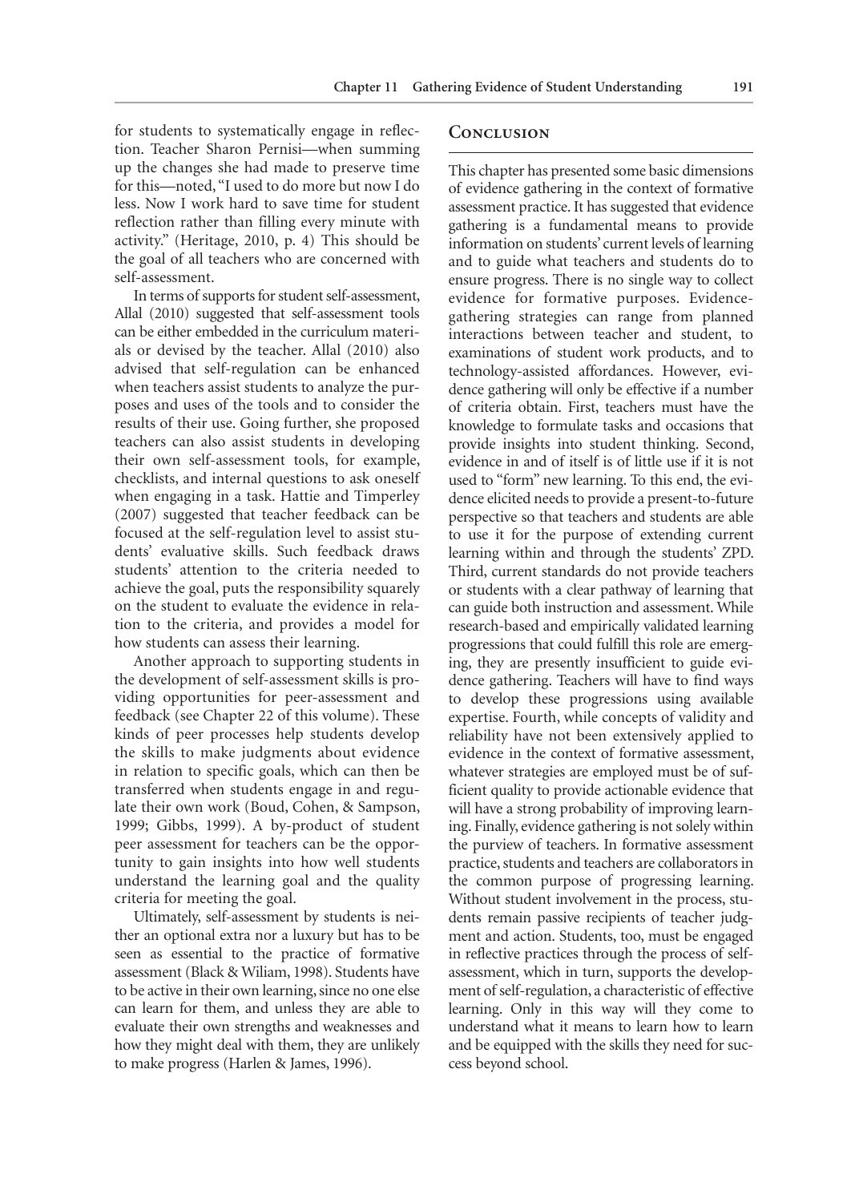for students to systematically engage in reflection. Teacher Sharon Pernisi—when summing up the changes she had made to preserve time for this—noted, "I used to do more but now I do less. Now I work hard to save time for student reflection rather than filling every minute with activity." (Heritage, 2010, p. 4) This should be the goal of all teachers who are concerned with self-assessment.

In terms of supports for student self-assessment, Allal (2010) suggested that self-assessment tools can be either embedded in the curriculum materials or devised by the teacher. Allal (2010) also advised that self-regulation can be enhanced when teachers assist students to analyze the purposes and uses of the tools and to consider the results of their use. Going further, she proposed teachers can also assist students in developing their own self-assessment tools, for example, checklists, and internal questions to ask oneself when engaging in a task. Hattie and Timperley (2007) suggested that teacher feedback can be focused at the self-regulation level to assist students' evaluative skills. Such feedback draws students' attention to the criteria needed to achieve the goal, puts the responsibility squarely on the student to evaluate the evidence in relation to the criteria, and provides a model for how students can assess their learning.

Another approach to supporting students in the development of self-assessment skills is providing opportunities for peer-assessment and feedback (see Chapter 22 of this volume). These kinds of peer processes help students develop the skills to make judgments about evidence in relation to specific goals, which can then be transferred when students engage in and regulate their own work (Boud, Cohen, & Sampson, 1999; Gibbs, 1999). A by-product of student peer assessment for teachers can be the opportunity to gain insights into how well students understand the learning goal and the quality criteria for meeting the goal.

Ultimately, self-assessment by students is neither an optional extra nor a luxury but has to be seen as essential to the practice of formative assessment (Black & Wiliam, 1998). Students have to be active in their own learning, since no one else can learn for them, and unless they are able to evaluate their own strengths and weaknesses and how they might deal with them, they are unlikely to make progress (Harlen & James, 1996).

## Conclusion

This chapter has presented some basic dimensions of evidence gathering in the context of formative assessment practice. It has suggested that evidence gathering is a fundamental means to provide information on students' current levels of learning and to guide what teachers and students do to ensure progress. There is no single way to collect evidence for formative purposes. Evidence-gathering strategies can range from planned interactions between teacher and student, to examinations of student work products, and to technology-assisted affordances. However, evidence gathering will only be effective if a number of criteria obtain. First, teachers must have the knowledge to formulate tasks and occasions that provide insights into student thinking. Second, evidence in and of itself is of little use if it is not used to "form" new learning. To this end, the evidence elicited needs to provide a present-to-future perspective so that teachers and students are able to use it for the purpose of extending current learning within and through the students' ZPD. Third, current standards do not provide teachers or students with a clear pathway of learning that can guide both instruction and assessment. While research-based and empirically validated learning progressions that could fulfill this role are emerging, they are presently insufficient to guide evidence gathering. Teachers will have to find ways to develop these progressions using available expertise. Fourth, while concepts of validity and reliability have not been extensively applied to evidence in the context of formative assessment, whatever strategies are employed must be of sufficient quality to provide actionable evidence that will have a strong probability of improving learning. Finally, evidence gathering is not solely within the purview of teachers. In formative assessment practice, students and teachers are collaborators in the common purpose of progressing learning. Without student involvement in the process, students remain passive recipients of teacher judgment and action. Students, too, must be engaged in reflective practices through the process of self-assessment, which in turn, supports the development of self-regulation, a characteristic of effective learning. Only in this way will they come to understand what it means to learn how to learn and be equipped with the skills they need for success beyond school.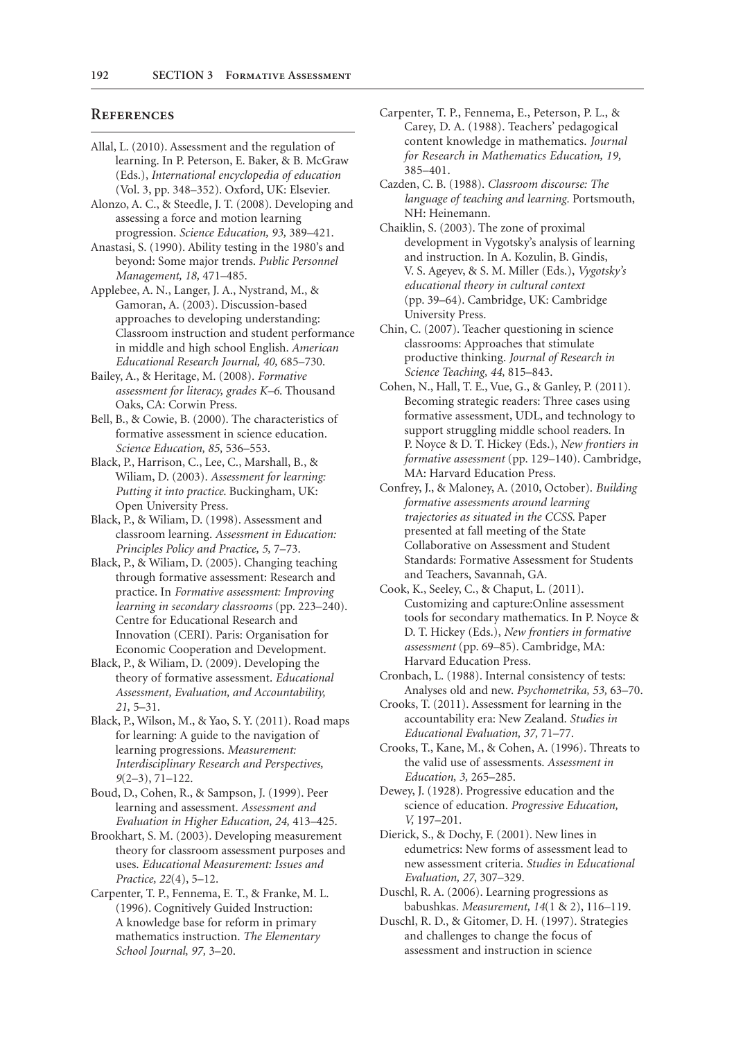## References

Allal, L. (2010). Assessment and the regulation of learning. In P. Peterson, E. Baker, & B. McGraw (Eds.), *International encyclopedia of education* (Vol. 3, pp. 348–352). Oxford, UK: Elsevier.

Alonzo, A. C., & Steedle, J. T. (2008). Developing and assessing a force and motion learning progression. *Science Education, 93,* 389–421.

Anastasi, S. (1990). Ability testing in the 1980's and beyond: Some major trends. *Public Personnel Management, 18,* 471–485.

Applebee, A. N., Langer, J. A., Nystrand, M., & Gamoran, A. (2003). Discussion-based approaches to developing understanding: Classroom instruction and student performance in middle and high school English. *American Educational Research Journal, 40,* 685–730.

Bailey, A., & Heritage, M. (2008). *Formative assessment for literacy, grades K–6.* Thousand Oaks, CA: Corwin Press.

Bell, B., & Cowie, B. (2000). The characteristics of formative assessment in science education. *Science Education, 85,* 536–553.

Black, P., Harrison, C., Lee, C., Marshall, B., & Wiliam, D. (2003). *Assessment for learning: Putting it into practice.* Buckingham, UK: Open University Press.

Black, P., & Wiliam, D. (1998). Assessment and classroom learning. *Assessment in Education: Principles Policy and Practice, 5,* 7–73.

Black, P., & Wiliam, D. (2005). Changing teaching through formative assessment: Research and practice. In *Formative assessment: Improving learning in secondary classrooms* (pp. 223–240). Centre for Educational Research and Innovation (CERI). Paris: Organisation for Economic Cooperation and Development.

Black, P., & Wiliam, D. (2009). Developing the theory of formative assessment. *Educational Assessment, Evaluation, and Accountability, 21,* 5–31.

Black, P., Wilson, M., & Yao, S. Y. (2011). Road maps for learning: A guide to the navigation of learning progressions. *Measurement: Interdisciplinary Research and Perspectives, 9*(2–3), 71–122.

Boud, D., Cohen, R., & Sampson, J. (1999). Peer learning and assessment. *Assessment and Evaluation in Higher Education, 24,* 413–425.

Brookhart, S. M. (2003). Developing measurement theory for classroom assessment purposes and uses. *Educational Measurement: Issues and Practice, 22*(4), 5–12.

Carpenter, T. P., Fennema, E. T., & Franke, M. L. (1996). Cognitively Guided Instruction: A knowledge base for reform in primary mathematics instruction. *The Elementary School Journal, 97,* 3–20.

Carpenter, T. P., Fennema, E., Peterson, P. L., & Carey, D. A. (1988). Teachers' pedagogical content knowledge in mathematics. *Journal for Research in Mathematics Education, 19,* 385–401.

Cazden, C. B. (1988). *Classroom discourse: The language of teaching and learning.* Portsmouth, NH: Heinemann.

Chaiklin, S. (2003). The zone of proximal development in Vygotsky's analysis of learning and instruction. In A. Kozulin, B. Gindis, V. S. Ageyev, & S. M. Miller (Eds.), *Vygotsky's educational theory in cultural context* (pp. 39–64). Cambridge, UK: Cambridge University Press.

Chin, C. (2007). Teacher questioning in science classrooms: Approaches that stimulate productive thinking. *Journal of Research in Science Teaching, 44,* 815–843.

Cohen, N., Hall, T. E., Vue, G., & Ganley, P. (2011). Becoming strategic readers: Three cases using formative assessment, UDL, and technology to support struggling middle school readers. In P. Noyce & D. T. Hickey (Eds.), *New frontiers in formative assessment* (pp. 129–140). Cambridge, MA: Harvard Education Press.

Confrey, J., & Maloney, A. (2010, October). *Building formative assessments around learning trajectories as situated in the CCSS.* Paper presented at fall meeting of the State Collaborative on Assessment and Student Standards: Formative Assessment for Students and Teachers, Savannah, GA.

Cook, K., Seeley, C., & Chaput, L. (2011). Customizing and capture:Online assessment tools for secondary mathematics. In P. Noyce & D. T. Hickey (Eds.), *New frontiers in formative assessment* (pp. 69–85). Cambridge, MA: Harvard Education Press.

Cronbach, L. (1988). Internal consistency of tests: Analyses old and new. *Psychometrika, 53,* 63–70.

Crooks, T. (2011). Assessment for learning in the accountability era: New Zealand. *Studies in Educational Evaluation, 37,* 71–77.

Crooks, T., Kane, M., & Cohen, A. (1996). Threats to the valid use of assessments. *Assessment in Education, 3,* 265–285.

Dewey, J. (1928). Progressive education and the science of education. *Progressive Education, V,* 197–201.

Dierick, S., & Dochy, F. (2001). New lines in edumetrics: New forms of assessment lead to new assessment criteria. *Studies in Educational Evaluation, 27,* 307–329.

Duschl, R. A. (2006). Learning progressions as babushkas. *Measurement, 14*(1 & 2), 116–119.

Duschl, R. D., & Gitomer, D. H. (1997). Strategies and challenges to change the focus of assessment and instruction in science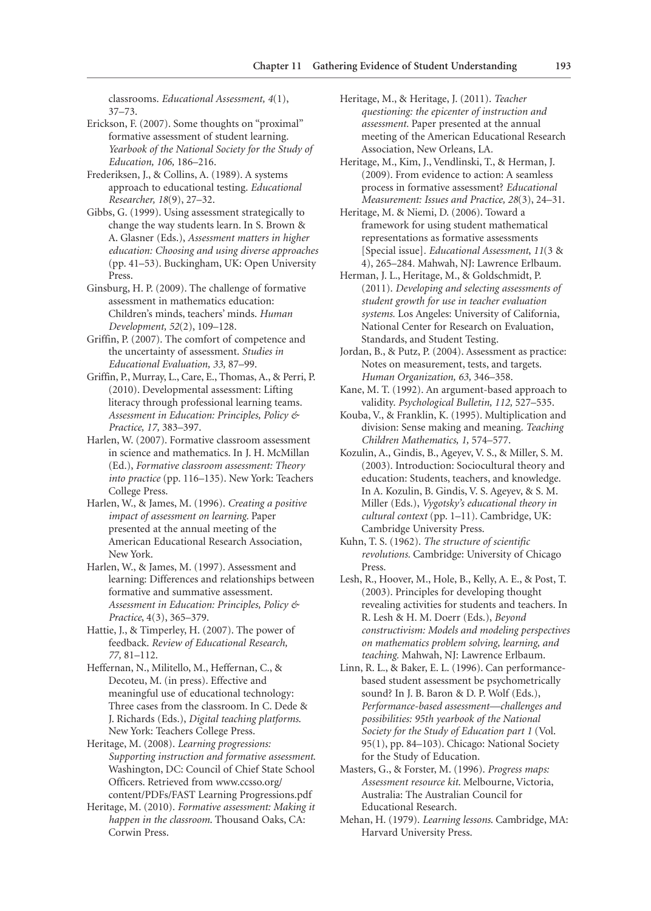classrooms. *Educational Assessment, 4*(1), 37–73.

Erickson, F. (2007). Some thoughts on "proximal" formative assessment of student learning. *Yearbook of the National Society for the Study of Education, 106,* 186–216.

Frederiksen, J., & Collins, A. (1989). A systems approach to educational testing. *Educational Researcher, 18*(9), 27–32.

Gibbs, G. (1999). Using assessment strategically to change the way students learn. In S. Brown & A. Glasner (Eds.), *Assessment matters in higher education: Choosing and using diverse approaches* (pp. 41–53). Buckingham, UK: Open University Press.

Ginsburg, H. P. (2009). The challenge of formative assessment in mathematics education: Children's minds, teachers' minds. *Human Development, 52*(2), 109–128.

Griffin, P. (2007). The comfort of competence and the uncertainty of assessment. *Studies in Educational Evaluation, 33,* 87–99.

Griffin, P., Murray, L., Care, E., Thomas, A., & Perri, P. (2010). Developmental assessment: Lifting literacy through professional learning teams. *Assessment in Education: Principles, Policy & Practice, 17,* 383–397.

Harlen, W. (2007). Formative classroom assessment in science and mathematics. In J. H. McMillan (Ed.), *Formative classroom assessment: Theory into practice* (pp. 116–135). New York: Teachers College Press.

Harlen, W., & James, M. (1996). *Creating a positive impact of assessment on learning.* Paper presented at the annual meeting of the American Educational Research Association, New York.

Harlen, W., & James, M. (1997). Assessment and learning: Differences and relationships between formative and summative assessment. *Assessment in Education: Principles, Policy & Practice*, 4(3), 365–379.

Hattie, J., & Timperley, H. (2007). The power of feedback. *Review of Educational Research, 77,* 81–112.

Heffernan, N., Militello, M., Heffernan, C., & Decoteu, M. (in press). Effective and meaningful use of educational technology: Three cases from the classroom. In C. Dede & J. Richards (Eds.), *Digital teaching platforms.* New York: Teachers College Press.

Heritage, M. (2008). *Learning progressions: Supporting instruction and formative assessment.* Washington, DC: Council of Chief State School Officers. Retrieved from www.ccsso.org/content/PDFs/FAST Learning Progressions.pdf

Heritage, M. (2010). *Formative assessment: Making it happen in the classroom.* Thousand Oaks, CA: Corwin Press.

Heritage, M., & Heritage, J. (2011). *Teacher questioning: the epicenter of instruction and assessment.* Paper presented at the annual meeting of the American Educational Research Association, New Orleans, LA.

Heritage, M., Kim, J., Vendlinski, T., & Herman, J. (2009). From evidence to action: A seamless process in formative assessment? *Educational Measurement: Issues and Practice, 28*(3), 24–31.

Heritage, M. & Niemi, D. (2006). Toward a framework for using student mathematical representations as formative assessments [Special issue]. *Educational Assessment, 11*(3 & 4), 265–284. Mahwah, NJ: Lawrence Erlbaum.

Herman, J. L., Heritage, M., & Goldschmidt, P. (2011). *Developing and selecting assessments of student growth for use in teacher evaluation systems.* Los Angeles: University of California, National Center for Research on Evaluation, Standards, and Student Testing.

Jordan, B., & Putz, P. (2004). Assessment as practice: Notes on measurement, tests, and targets. *Human Organization, 63,* 346–358.

Kane, M. T. (1992). An argument-based approach to validity. *Psychological Bulletin, 112,* 527–535.

Kouba, V., & Franklin, K. (1995). Multiplication and division: Sense making and meaning. *Teaching Children Mathematics, 1,* 574–577.

Kozulin, A., Gindis, B., Ageyev, V. S., & Miller, S. M. (2003). Introduction: Sociocultural theory and education: Students, teachers, and knowledge. In A. Kozulin, B. Gindis, V. S. Ageyev, & S. M. Miller (Eds.), *Vygotsky's educational theory in cultural context* (pp. 1–11). Cambridge, UK: Cambridge University Press.

Kuhn, T. S. (1962). *The structure of scientific revolutions.* Cambridge: University of Chicago Press.

Lesh, R., Hoover, M., Hole, B., Kelly, A. E., & Post, T. (2003). Principles for developing thought revealing activities for students and teachers. In R. Lesh & H. M. Doerr (Eds.), *Beyond constructivism: Models and modeling perspectives on mathematics problem solving, learning, and teaching.* Mahwah, NJ: Lawrence Erlbaum.

Linn, R. L., & Baker, E. L. (1996). Can performance-based student assessment be psychometrically sound? In J. B. Baron & D. P. Wolf (Eds.), *Performance-based assessment—challenges and possibilities: 95th yearbook of the National Society for the Study of Education part 1* (Vol. 95(1), pp. 84–103). Chicago: National Society for the Study of Education.

Masters, G., & Forster, M. (1996). *Progress maps: Assessment resource kit.* Melbourne, Victoria, Australia: The Australian Council for Educational Research.

Mehan, H. (1979). *Learning lessons.* Cambridge, MA: Harvard University Press.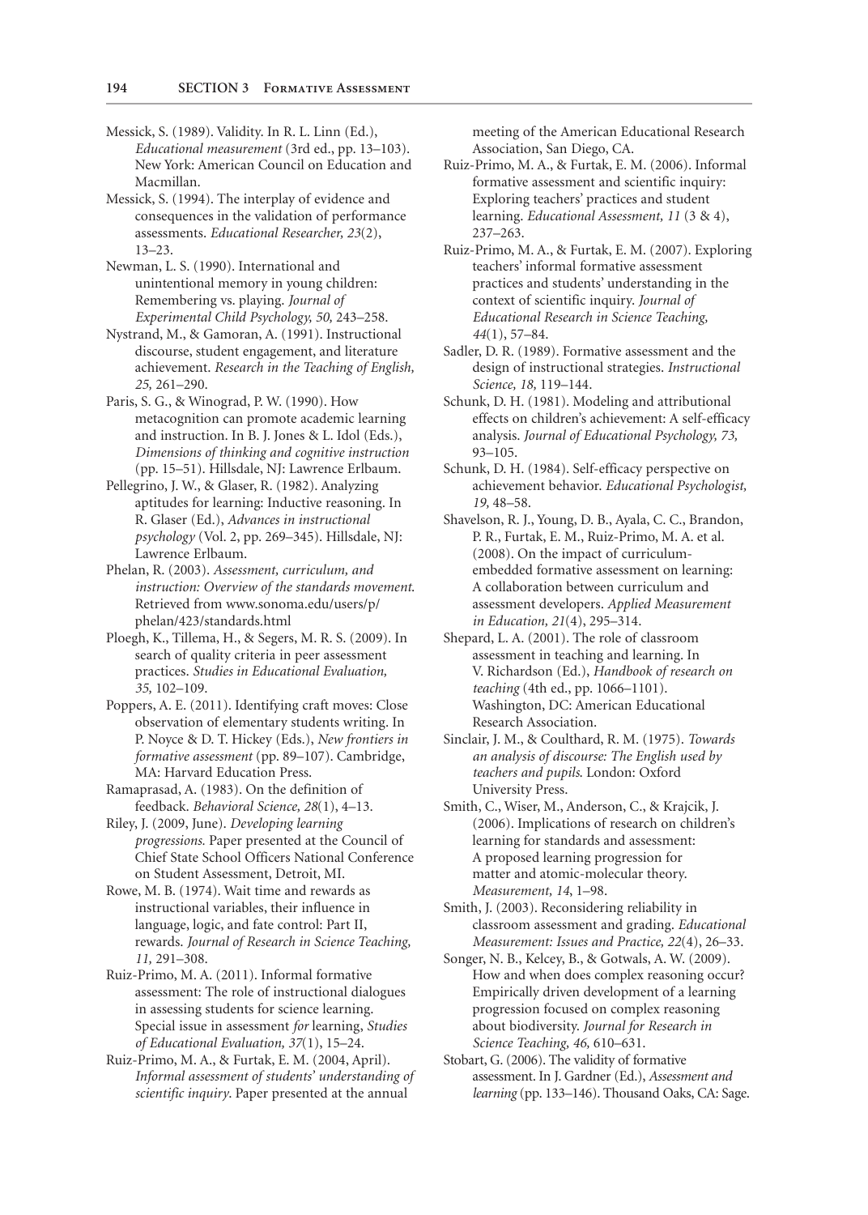Messick, S. (1989). Validity. In R. L. Linn (Ed.), *Educational measurement* (3rd ed., pp. 13–103). New York: American Council on Education and Macmillan.

Messick, S. (1994). The interplay of evidence and consequences in the validation of performance assessments. *Educational Researcher, 23*(2), 13–23.

Newman, L. S. (1990). International and unintentional memory in young children: Remembering vs. playing. *Journal of Experimental Child Psychology, 50,* 243–258.

Nystrand, M., & Gamoran, A. (1991). Instructional discourse, student engagement, and literature achievement. *Research in the Teaching of English, 25,* 261–290.

Paris, S. G., & Winograd, P. W. (1990). How metacognition can promote academic learning and instruction. In B. J. Jones & L. Idol (Eds.), *Dimensions of thinking and cognitive instruction* (pp. 15–51). Hillsdale, NJ: Lawrence Erlbaum.

Pellegrino, J. W., & Glaser, R. (1982). Analyzing aptitudes for learning: Inductive reasoning. In R. Glaser (Ed.), *Advances in instructional psychology* (Vol. 2, pp. 269–345). Hillsdale, NJ: Lawrence Erlbaum.

Phelan, R. (2003). *Assessment, curriculum, and instruction: Overview of the standards movement.* Retrieved from www.sonoma.edu/users/p/phelan/423/standards.html

Ploegh, K., Tillema, H., & Segers, M. R. S. (2009). In search of quality criteria in peer assessment practices. *Studies in Educational Evaluation, 35,* 102–109.

Poppers, A. E. (2011). Identifying craft moves: Close observation of elementary students writing. In P. Noyce & D. T. Hickey (Eds.), *New frontiers in formative assessment* (pp. 89–107). Cambridge, MA: Harvard Education Press.

Ramaprasad, A. (1983). On the definition of feedback. *Behavioral Science, 28*(1), 4–13.

Riley, J. (2009, June). *Developing learning progressions.* Paper presented at the Council of Chief State School Officers National Conference on Student Assessment, Detroit, MI.

Rowe, M. B. (1974). Wait time and rewards as instructional variables, their influence in language, logic, and fate control: Part II, rewards. *Journal of Research in Science Teaching, 11,* 291–308.

Ruiz-Primo, M. A. (2011). Informal formative assessment: The role of instructional dialogues in assessing students for science learning. Special issue in assessment *for* learning, *Studies of Educational Evaluation, 37*(1), 15–24.

Ruiz-Primo, M. A., & Furtak, E. M. (2004, April). *Informal assessment of students' understanding of scientific inquiry*. Paper presented at the annual meeting of the American Educational Research Association, San Diego, CA.

Ruiz-Primo, M. A., & Furtak, E. M. (2006). Informal formative assessment and scientific inquiry: Exploring teachers' practices and student learning. *Educational Assessment, 11* (3 & 4), 237–263.

Ruiz-Primo, M. A., & Furtak, E. M. (2007). Exploring teachers' informal formative assessment practices and students' understanding in the context of scientific inquiry. *Journal of Educational Research in Science Teaching, 44*(1), 57–84.

Sadler, D. R. (1989). Formative assessment and the design of instructional strategies. *Instructional Science, 18,* 119–144.

Schunk, D. H. (1981). Modeling and attributional effects on children's achievement: A self-efficacy analysis. *Journal of Educational Psychology, 73,* 93–105.

Schunk, D. H. (1984). Self-efficacy perspective on achievement behavior. *Educational Psychologist, 19,* 48–58.

Shavelson, R. J., Young, D. B., Ayala, C. C., Brandon, P. R., Furtak, E. M., Ruiz-Primo, M. A. et al. (2008). On the impact of curriculum-embedded formative assessment on learning: A collaboration between curriculum and assessment developers. *Applied Measurement in Education, 21*(4), 295–314.

Shepard, L. A. (2001). The role of classroom assessment in teaching and learning. In V. Richardson (Ed.), *Handbook of research on teaching* (4th ed., pp. 1066–1101). Washington, DC: American Educational Research Association.

Sinclair, J. M., & Coulthard, R. M. (1975). *Towards an analysis of discourse: The English used by teachers and pupils.* London: Oxford University Press.

Smith, C., Wiser, M., Anderson, C., & Krajcik, J. (2006). Implications of research on children's learning for standards and assessment: A proposed learning progression for matter and atomic-molecular theory. *Measurement, 14*, 1–98.

Smith, J. (2003). Reconsidering reliability in classroom assessment and grading. *Educational Measurement: Issues and Practice, 22*(4), 26–33.

Songer, N. B., Kelcey, B., & Gotwals, A. W. (2009). How and when does complex reasoning occur? Empirically driven development of a learning progression focused on complex reasoning about biodiversity. *Journal for Research in Science Teaching, 46,* 610–631.

Stobart, G. (2006). The validity of formative assessment. In J. Gardner (Ed.), *Assessment and learning* (pp. 133–146). Thousand Oaks, CA: Sage.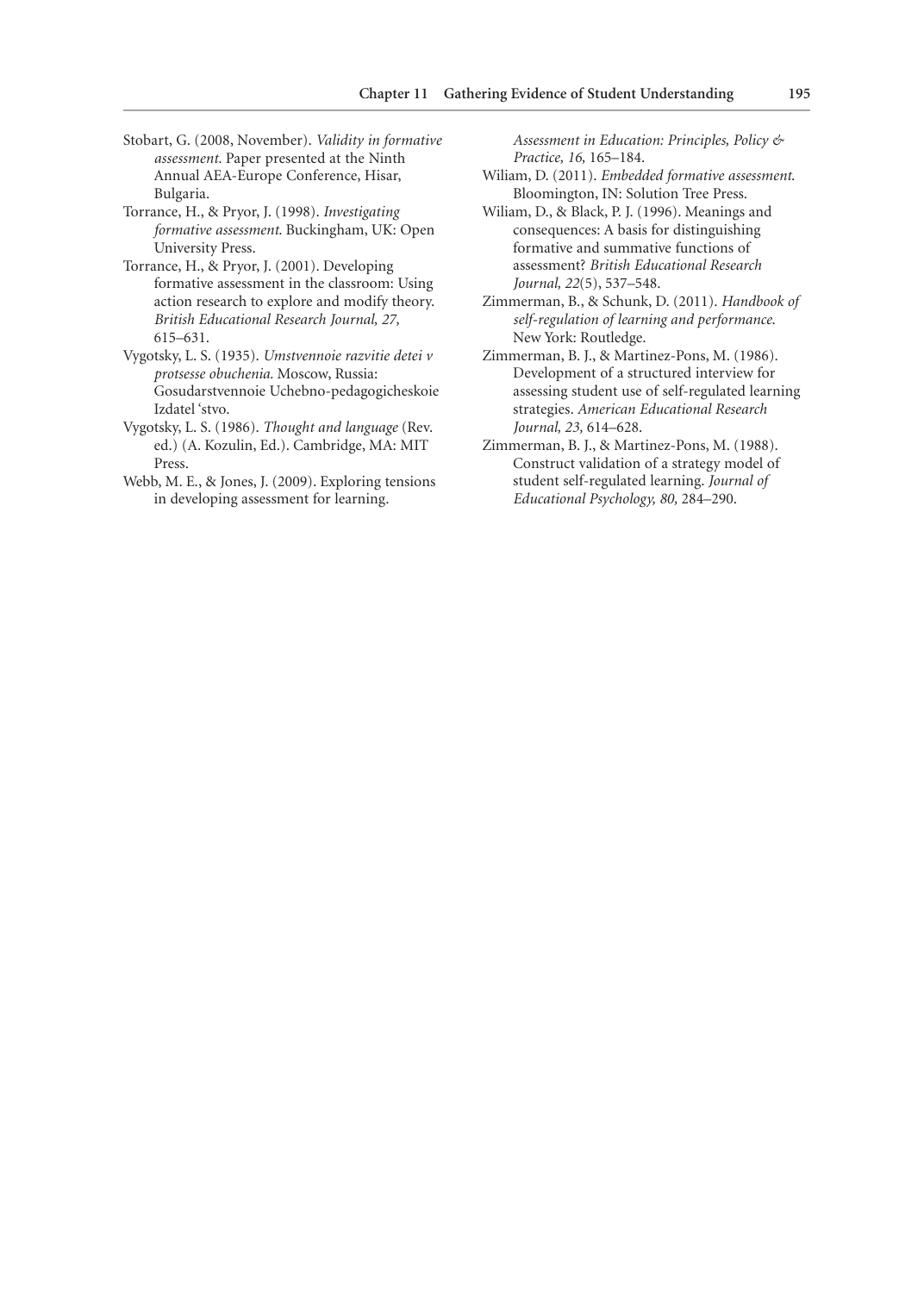Stobart, G. (2008, November). *Validity in formative assessment.* Paper presented at the Ninth Annual AEA-Europe Conference, Hisar, Bulgaria.

Torrance, H., & Pryor, J. (1998). *Investigating formative assessment.* Buckingham, UK: Open University Press.

Torrance, H., & Pryor, J. (2001). Developing formative assessment in the classroom: Using action research to explore and modify theory. *British Educational Research Journal, 27,* 615–631.

Vygotsky, L. S. (1935). *Umstvennoie razvitie detei v protsesse obuchenia.* Moscow, Russia: Gosudarstvennoie Uchebno-pedagogicheskoie Izdatel 'stvo.

Vygotsky, L. S. (1986). *Thought and language* (Rev. ed.) (A. Kozulin, Ed.). Cambridge, MA: MIT Press.

Webb, M. E., & Jones, J. (2009). Exploring tensions in developing assessment for learning. *Assessment in Education: Principles, Policy & Practice, 16,* 165–184.

Wiliam, D. (2011). *Embedded formative assessment.* Bloomington, IN: Solution Tree Press.

Wiliam, D., & Black, P. J. (1996). Meanings and consequences: A basis for distinguishing formative and summative functions of assessment? *British Educational Research Journal, 22*(5), 537–548.

Zimmerman, B., & Schunk, D. (2011). *Handbook of self-regulation of learning and performance.* New York: Routledge.

Zimmerman, B. J., & Martinez-Pons, M. (1986). Development of a structured interview for assessing student use of self-regulated learning strategies. *American Educational Research Journal, 23,* 614–628.

Zimmerman, B. J., & Martinez-Pons, M. (1988). Construct validation of a strategy model of student self-regulated learning. *Journal of Educational Psychology, 80,* 284–290.